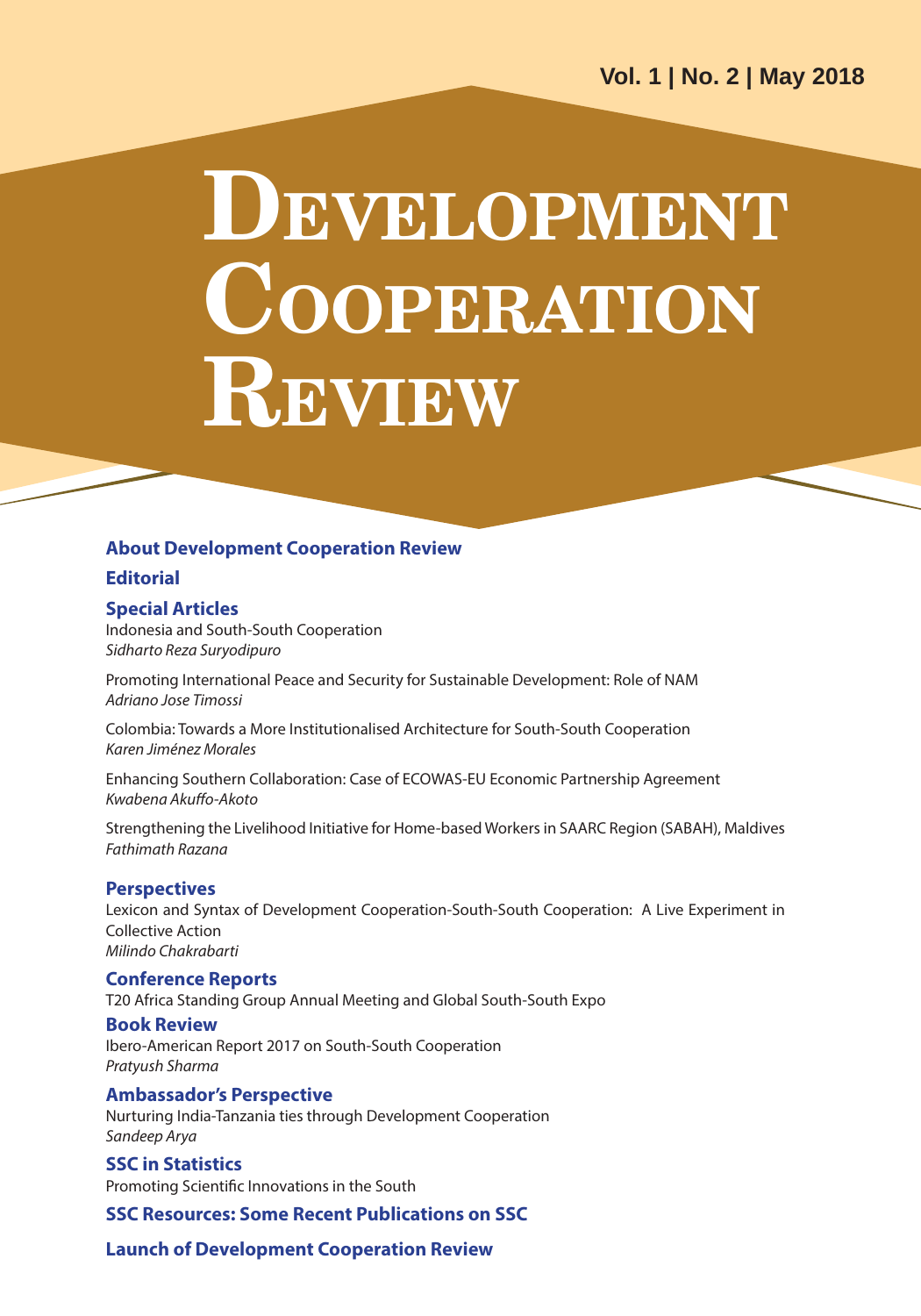Vol. 1 | No. 2 | May 2018

# Development Cooperation Review

**About Development Cooperation Review**

**Editorial**

**Special Articles**

Indonesia and South-South Cooperation
*Sidharto Reza Suryodipuro*

Promoting International Peace and Security for Sustainable Development: Role of NAM
*Adriano Jose Timossi*

Colombia: Towards a More Institutionalised Architecture for South-South Cooperation
*Karen Jiménez Morales*

Enhancing Southern Collaboration: Case of ECOWAS-EU Economic Partnership Agreement
*Kwabena Akuffo-Akoto*

Strengthening the Livelihood Initiative for Home-based Workers in SAARC Region (SABAH), Maldives
*Fathimath Razana*

**Perspectives**

Lexicon and Syntax of Development Cooperation-South-South Cooperation: A Live Experiment in Collective Action
*Milindo Chakrabarti*

**Conference Reports**

T20 Africa Standing Group Annual Meeting and Global South-South Expo

**Book Review**

Ibero-American Report 2017 on South-South Cooperation
*Pratyush Sharma*

**Ambassador's Perspective**

Nurturing India-Tanzania ties through Development Cooperation
*Sandeep Arya*

**SSC in Statistics**

Promoting Scientific Innovations in the South

**SSC Resources: Some Recent Publications on SSC**

**Launch of Development Cooperation Review**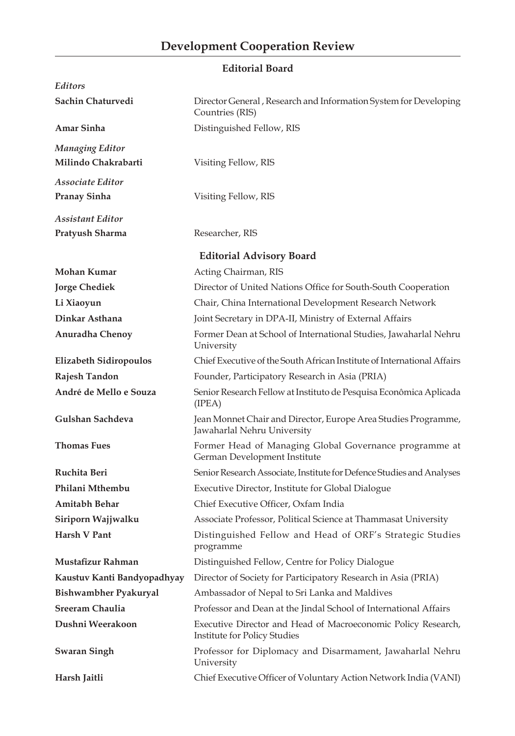# Development Cooperation Review

## Editorial Board

*Editors*

| | |
|---|---|
| **Sachin Chaturvedi** | Director General , Research and Information System for Developing Countries (RIS) |
| **Amar Sinha** | Distinguished Fellow, RIS |

*Managing Editor*

| | |
|---|---|
| **Milindo Chakrabarti** | Visiting Fellow, RIS |

*Associate Editor*

| | |
|---|---|
| **Pranay Sinha** | Visiting Fellow, RIS |

*Assistant Editor*

| | |
|---|---|
| **Pratyush Sharma** | Researcher, RIS |

### Editorial Advisory Board

| | |
|---|---|
| **Mohan Kumar** | Acting Chairman, RIS |
| **Jorge Chediek** | Director of United Nations Office for South-South Cooperation |
| **Li Xiaoyun** | Chair, China International Development Research Network |
| **Dinkar Asthana** | Joint Secretary in DPA-II, Ministry of External Affairs |
| **Anuradha Chenoy** | Former Dean at School of International Studies, Jawaharlal Nehru University |
| **Elizabeth Sidiropoulos** | Chief Executive of the South African Institute of International Affairs |
| **Rajesh Tandon** | Founder, Participatory Research in Asia (PRIA) |
| **André de Mello e Souza** | Senior Research Fellow at Instituto de Pesquisa Econômica Aplicada (IPEA) |
| **Gulshan Sachdeva** | Jean Monnet Chair and Director, Europe Area Studies Programme, Jawaharlal Nehru University |
| **Thomas Fues** | Former Head of Managing Global Governance programme at German Development Institute |
| **Ruchita Beri** | Senior Research Associate, Institute for Defence Studies and Analyses |
| **Philani Mthembu** | Executive Director, Institute for Global Dialogue |
| **Amitabh Behar** | Chief Executive Officer, Oxfam India |
| **Siriporn Wajjwalku** | Associate Professor, Political Science at Thammasat University |
| **Harsh V Pant** | Distinguished Fellow and Head of ORF's Strategic Studies programme |
| **Mustafizur Rahman** | Distinguished Fellow, Centre for Policy Dialogue |
| **Kaustuv Kanti Bandyopadhyay** | Director of Society for Participatory Research in Asia (PRIA) |
| **Bishwambher Pyakuryal** | Ambassador of Nepal to Sri Lanka and Maldives |
| **Sreeram Chaulia** | Professor and Dean at the Jindal School of International Affairs |
| **Dushni Weerakoon** | Executive Director and Head of Macroeconomic Policy Research, Institute for Policy Studies |
| **Swaran Singh** | Professor for Diplomacy and Disarmament, Jawaharlal Nehru University |
| **Harsh Jaitli** | Chief Executive Officer of Voluntary Action Network India (VANI) |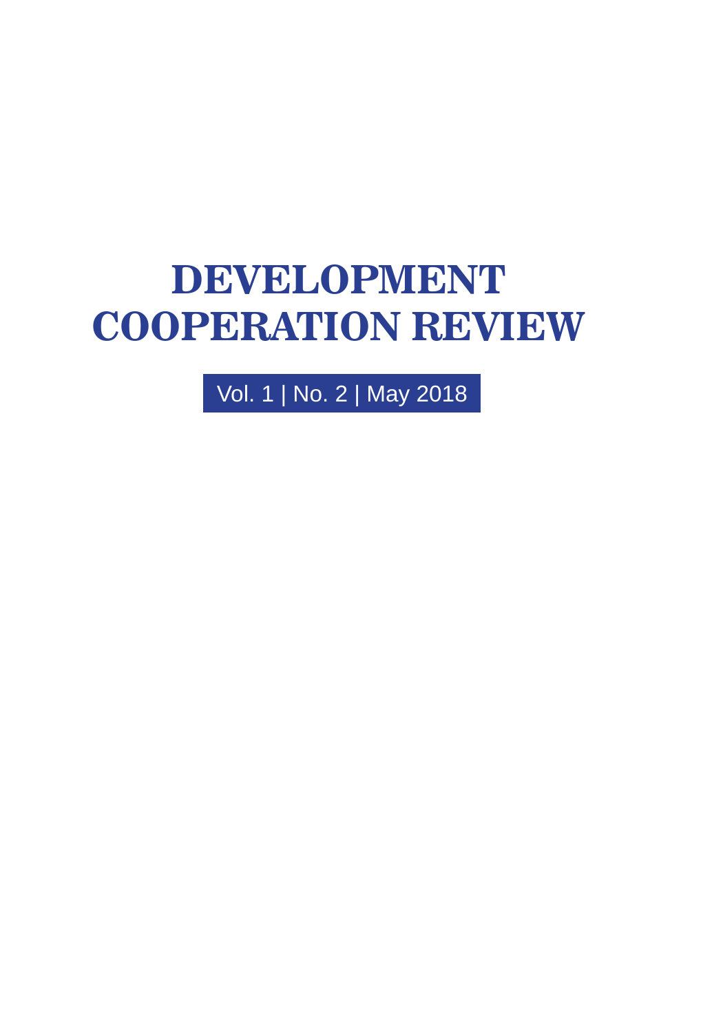# DEVELOPMENT COOPERATION REVIEW

Vol. 1 | No. 2 | May 2018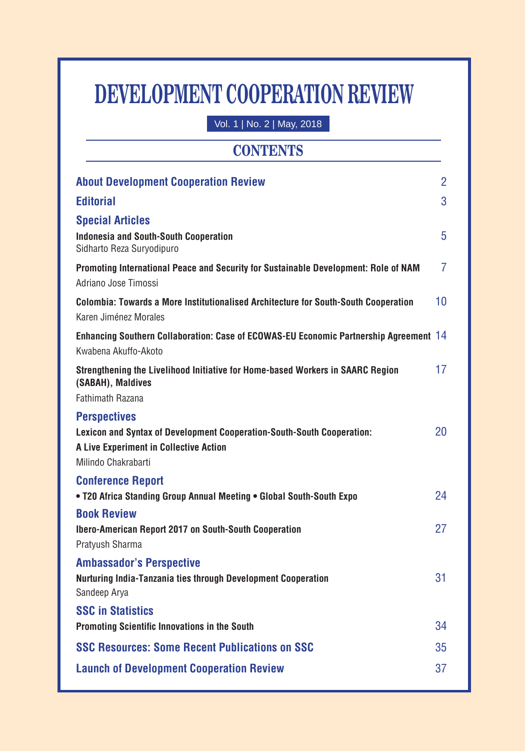# DEVELOPMENT COOPERATION REVIEW

Vol. 1 | No. 2 | May, 2018

## CONTENTS

**About Development Cooperation Review** 2

**Editorial** 3

### Special Articles

**Indonesia and South-South Cooperation** 5
Sidharto Reza Suryodipuro

**Promoting International Peace and Security for Sustainable Development: Role of NAM** 7
Adriano Jose Timossi

**Colombia: Towards a More Institutionalised Architecture for South-South Cooperation** 10
Karen Jiménez Morales

**Enhancing Southern Collaboration: Case of ECOWAS-EU Economic Partnership Agreement** 14
Kwabena Akuffo-Akoto

**Strengthening the Livelihood Initiative for Home-based Workers in SAARC Region (SABAH), Maldives** 17
Fathimath Razana

### Perspectives

**Lexicon and Syntax of Development Cooperation-South-South Cooperation: A Live Experiment in Collective Action** 20
Milindo Chakrabarti

### Conference Report

**• T20 Africa Standing Group Annual Meeting • Global South-South Expo** 24

### Book Review

**Ibero-American Report 2017 on South-South Cooperation** 27
Pratyush Sharma

### Ambassador's Perspective

**Nurturing India-Tanzania ties through Development Cooperation** 31
Sandeep Arya

### SSC in Statistics

**Promoting Scientific Innovations in the South** 34

**SSC Resources: Some Recent Publications on SSC** 35

**Launch of Development Cooperation Review** 37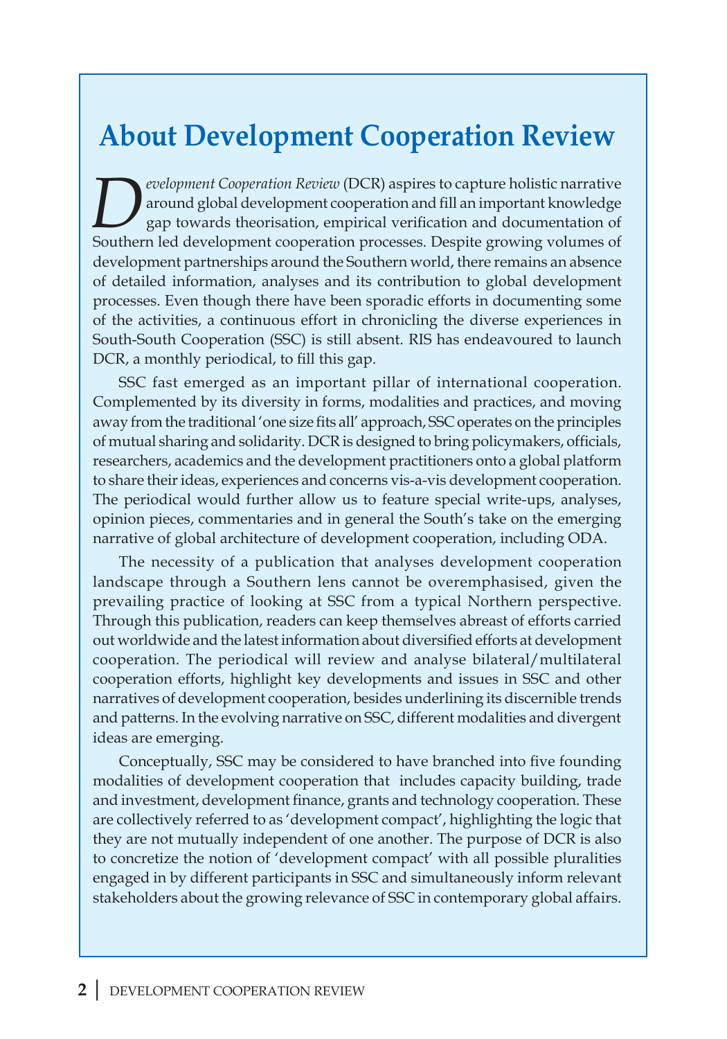# About Development Cooperation Review

*Development Cooperation Review* (DCR) aspires to capture holistic narrative around global development cooperation and fill an important knowledge gap towards theorisation, empirical verification and documentation of Southern led development cooperation processes. Despite growing volumes of development partnerships around the Southern world, there remains an absence of detailed information, analyses and its contribution to global development processes. Even though there have been sporadic efforts in documenting some of the activities, a continuous effort in chronicling the diverse experiences in South-South Cooperation (SSC) is still absent. RIS has endeavoured to launch DCR, a monthly periodical, to fill this gap.

SSC fast emerged as an important pillar of international cooperation. Complemented by its diversity in forms, modalities and practices, and moving away from the traditional 'one size fits all' approach, SSC operates on the principles of mutual sharing and solidarity. DCR is designed to bring policymakers, officials, researchers, academics and the development practitioners onto a global platform to share their ideas, experiences and concerns vis-a-vis development cooperation. The periodical would further allow us to feature special write-ups, analyses, opinion pieces, commentaries and in general the South's take on the emerging narrative of global architecture of development cooperation, including ODA.

The necessity of a publication that analyses development cooperation landscape through a Southern lens cannot be overemphasised, given the prevailing practice of looking at SSC from a typical Northern perspective. Through this publication, readers can keep themselves abreast of efforts carried out worldwide and the latest information about diversified efforts at development cooperation. The periodical will review and analyse bilateral/multilateral cooperation efforts, highlight key developments and issues in SSC and other narratives of development cooperation, besides underlining its discernible trends and patterns. In the evolving narrative on SSC, different modalities and divergent ideas are emerging.

Conceptually, SSC may be considered to have branched into five founding modalities of development cooperation that includes capacity building, trade and investment, development finance, grants and technology cooperation. These are collectively referred to as 'development compact', highlighting the logic that they are not mutually independent of one another. The purpose of DCR is also to concretize the notion of 'development compact' with all possible pluralities engaged in by different participants in SSC and simultaneously inform relevant stakeholders about the growing relevance of SSC in contemporary global affairs.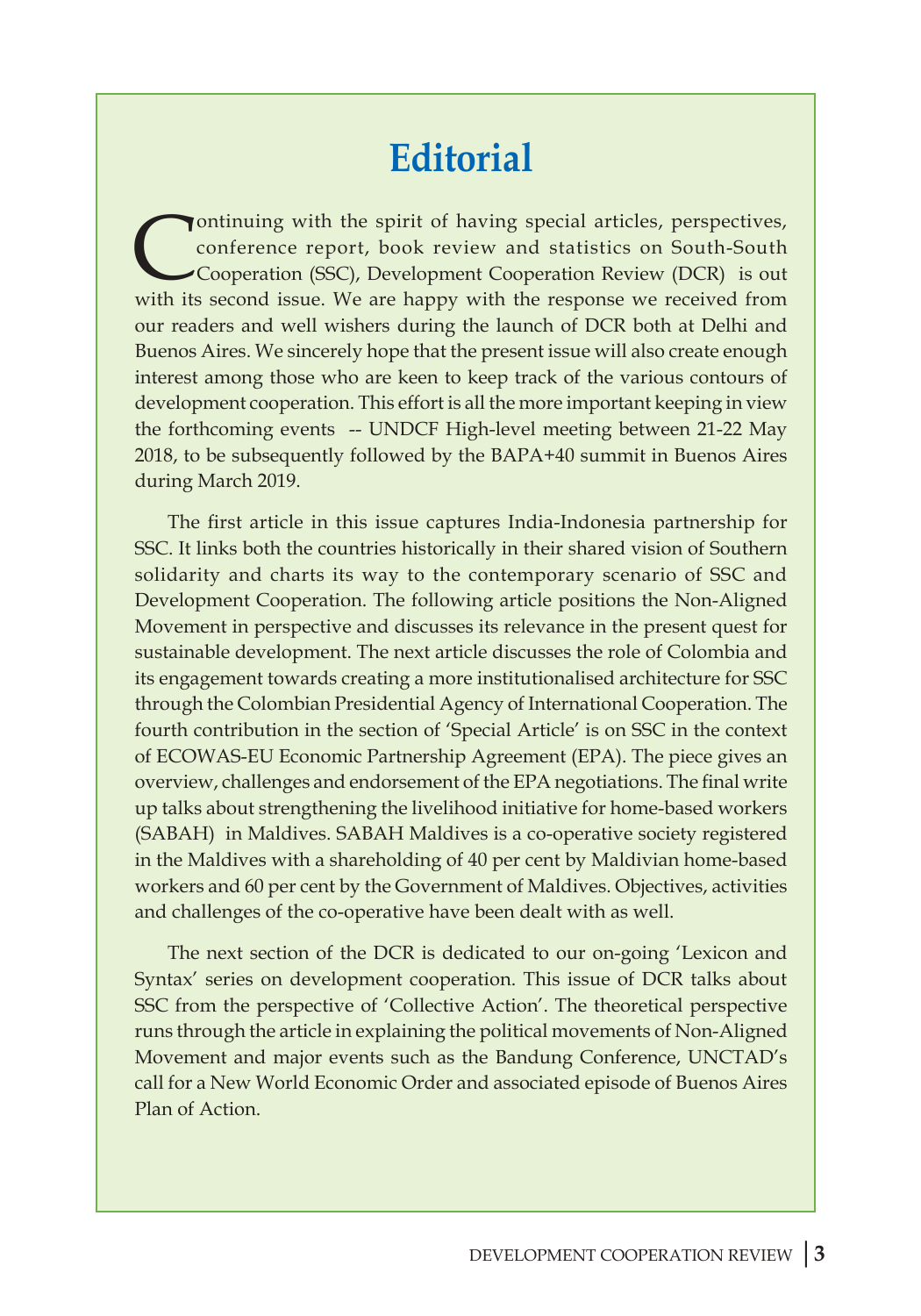# Editorial

Continuing with the spirit of having special articles, perspectives, conference report, book review and statistics on South-South Cooperation (SSC), Development Cooperation Review (DCR) is out with its second issue. We are happy with the response we received from our readers and well wishers during the launch of DCR both at Delhi and Buenos Aires. We sincerely hope that the present issue will also create enough interest among those who are keen to keep track of the various contours of development cooperation. This effort is all the more important keeping in view the forthcoming events -- UNDCF High-level meeting between 21-22 May 2018, to be subsequently followed by the BAPA+40 summit in Buenos Aires during March 2019.

The first article in this issue captures India-Indonesia partnership for SSC. It links both the countries historically in their shared vision of Southern solidarity and charts its way to the contemporary scenario of SSC and Development Cooperation. The following article positions the Non-Aligned Movement in perspective and discusses its relevance in the present quest for sustainable development. The next article discusses the role of Colombia and its engagement towards creating a more institutionalised architecture for SSC through the Colombian Presidential Agency of International Cooperation. The fourth contribution in the section of 'Special Article' is on SSC in the context of ECOWAS-EU Economic Partnership Agreement (EPA). The piece gives an overview, challenges and endorsement of the EPA negotiations. The final write up talks about strengthening the livelihood initiative for home-based workers (SABAH) in Maldives. SABAH Maldives is a co-operative society registered in the Maldives with a shareholding of 40 per cent by Maldivian home-based workers and 60 per cent by the Government of Maldives. Objectives, activities and challenges of the co-operative have been dealt with as well.

The next section of the DCR is dedicated to our on-going 'Lexicon and Syntax' series on development cooperation. This issue of DCR talks about SSC from the perspective of 'Collective Action'. The theoretical perspective runs through the article in explaining the political movements of Non-Aligned Movement and major events such as the Bandung Conference, UNCTAD's call for a New World Economic Order and associated episode of Buenos Aires Plan of Action.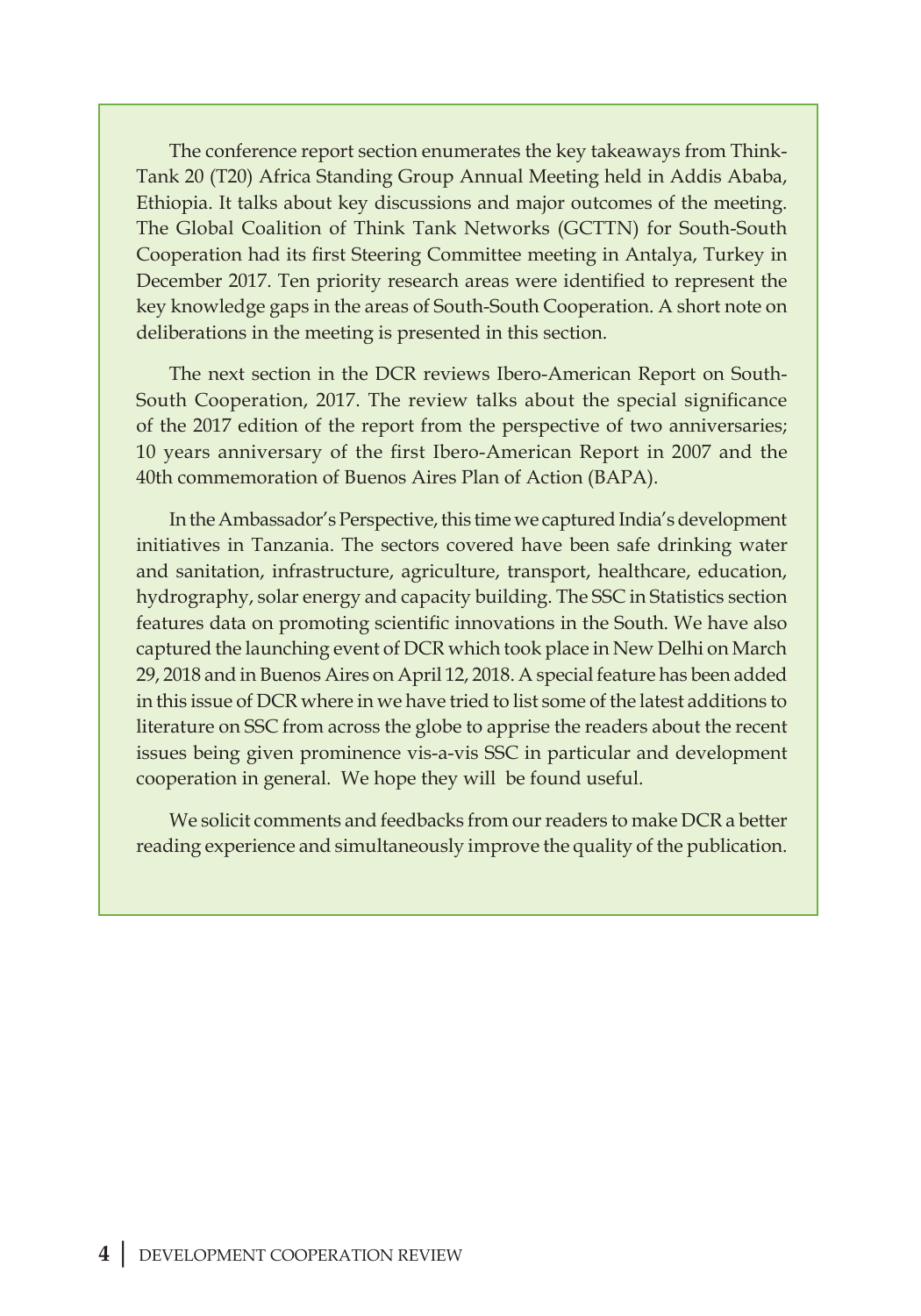The conference report section enumerates the key takeaways from Think-Tank 20 (T20) Africa Standing Group Annual Meeting held in Addis Ababa, Ethiopia. It talks about key discussions and major outcomes of the meeting. The Global Coalition of Think Tank Networks (GCTTN) for South-South Cooperation had its first Steering Committee meeting in Antalya, Turkey in December 2017. Ten priority research areas were identified to represent the key knowledge gaps in the areas of South-South Cooperation. A short note on deliberations in the meeting is presented in this section.

The next section in the DCR reviews Ibero-American Report on South-South Cooperation, 2017. The review talks about the special significance of the 2017 edition of the report from the perspective of two anniversaries; 10 years anniversary of the first Ibero-American Report in 2007 and the 40th commemoration of Buenos Aires Plan of Action (BAPA).

In the Ambassador's Perspective, this time we captured India's development initiatives in Tanzania. The sectors covered have been safe drinking water and sanitation, infrastructure, agriculture, transport, healthcare, education, hydrography, solar energy and capacity building. The SSC in Statistics section features data on promoting scientific innovations in the South. We have also captured the launching event of DCR which took place in New Delhi on March 29, 2018 and in Buenos Aires on April 12, 2018. A special feature has been added in this issue of DCR where in we have tried to list some of the latest additions to literature on SSC from across the globe to apprise the readers about the recent issues being given prominence vis-a-vis SSC in particular and development cooperation in general. We hope they will be found useful.

We solicit comments and feedbacks from our readers to make DCR a better reading experience and simultaneously improve the quality of the publication.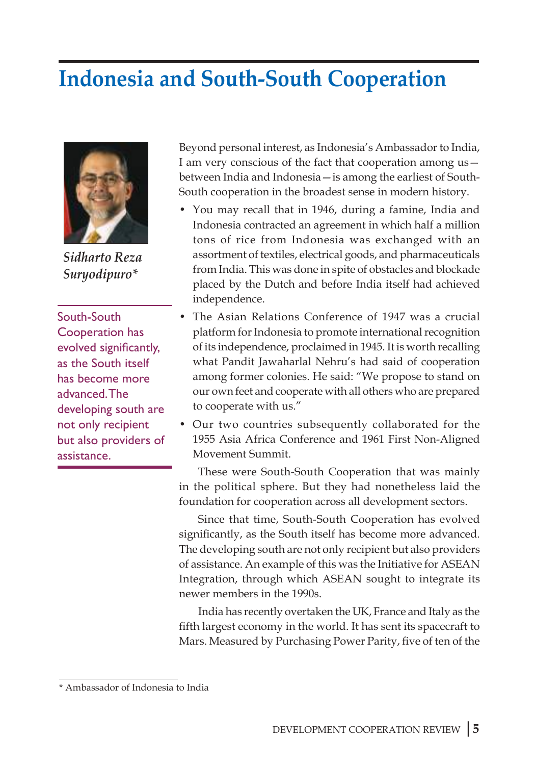# Indonesia and South-South Cooperation

*Sidharto Reza Suryodipuro**

> South-South Cooperation has evolved significantly, as the South itself has become more advanced. The developing south are not only recipient but also providers of assistance.

Beyond personal interest, as Indonesia's Ambassador to India, I am very conscious of the fact that cooperation among us—between India and Indonesia—is among the earliest of South-South cooperation in the broadest sense in modern history.

- You may recall that in 1946, during a famine, India and Indonesia contracted an agreement in which half a million tons of rice from Indonesia was exchanged with an assortment of textiles, electrical goods, and pharmaceuticals from India. This was done in spite of obstacles and blockade placed by the Dutch and before India itself had achieved independence.
- The Asian Relations Conference of 1947 was a crucial platform for Indonesia to promote international recognition of its independence, proclaimed in 1945. It is worth recalling what Pandit Jawaharlal Nehru's had said of cooperation among former colonies. He said: "We propose to stand on our own feet and cooperate with all others who are prepared to cooperate with us."
- Our two countries subsequently collaborated for the 1955 Asia Africa Conference and 1961 First Non-Aligned Movement Summit.

These were South-South Cooperation that was mainly in the political sphere. But they had nonetheless laid the foundation for cooperation across all development sectors.

Since that time, South-South Cooperation has evolved significantly, as the South itself has become more advanced. The developing south are not only recipient but also providers of assistance. An example of this was the Initiative for ASEAN Integration, through which ASEAN sought to integrate its newer members in the 1990s.

India has recently overtaken the UK, France and Italy as the fifth largest economy in the world. It has sent its spacecraft to Mars. Measured by Purchasing Power Parity, five of ten of the

* Ambassador of Indonesia to India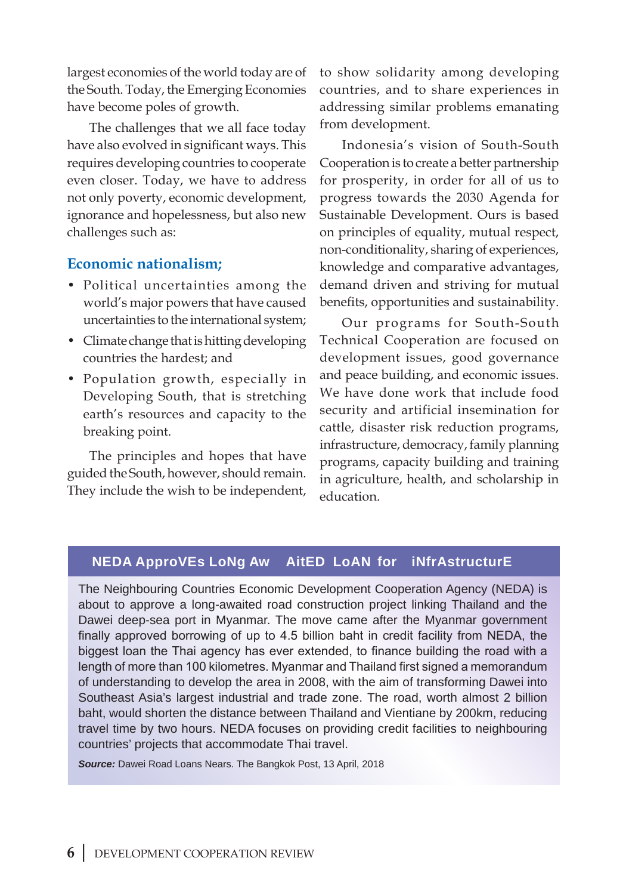largest economies of the world today are of the South. Today, the Emerging Economies have become poles of growth.

The challenges that we all face today have also evolved in significant ways. This requires developing countries to cooperate even closer. Today, we have to address not only poverty, economic development, ignorance and hopelessness, but also new challenges such as:

### Economic nationalism;

- Political uncertainties among the world's major powers that have caused uncertainties to the international system;
- Climate change that is hitting developing countries the hardest; and
- Population growth, especially in Developing South, that is stretching earth's resources and capacity to the breaking point.

The principles and hopes that have guided the South, however, should remain. They include the wish to be independent, to show solidarity among developing countries, and to share experiences in addressing similar problems emanating from development.

Indonesia's vision of South-South Cooperation is to create a better partnership for prosperity, in order for all of us to progress towards the 2030 Agenda for Sustainable Development. Ours is based on principles of equality, mutual respect, non-conditionality, sharing of experiences, knowledge and comparative advantages, demand driven and striving for mutual benefits, opportunities and sustainability.

Our programs for South-South Technical Cooperation are focused on development issues, good governance and peace building, and economic issues. We have done work that include food security and artificial insemination for cattle, disaster risk reduction programs, infrastructure, democracy, family planning programs, capacity building and training in agriculture, health, and scholarship in education.

### NEDA Approves Long Awaited Loan for Infrastructure

The Neighbouring Countries Economic Development Cooperation Agency (NEDA) is about to approve a long-awaited road construction project linking Thailand and the Dawei deep-sea port in Myanmar. The move came after the Myanmar government finally approved borrowing of up to 4.5 billion baht in credit facility from NEDA, the biggest loan the Thai agency has ever extended, to finance building the road with a length of more than 100 kilometres. Myanmar and Thailand first signed a memorandum of understanding to develop the area in 2008, with the aim of transforming Dawei into Southeast Asia's largest industrial and trade zone. The road, worth almost 2 billion baht, would shorten the distance between Thailand and Vientiane by 200km, reducing travel time by two hours. NEDA focuses on providing credit facilities to neighbouring countries' projects that accommodate Thai travel.

***Source:*** Dawei Road Loans Nears. The Bangkok Post, 13 April, 2018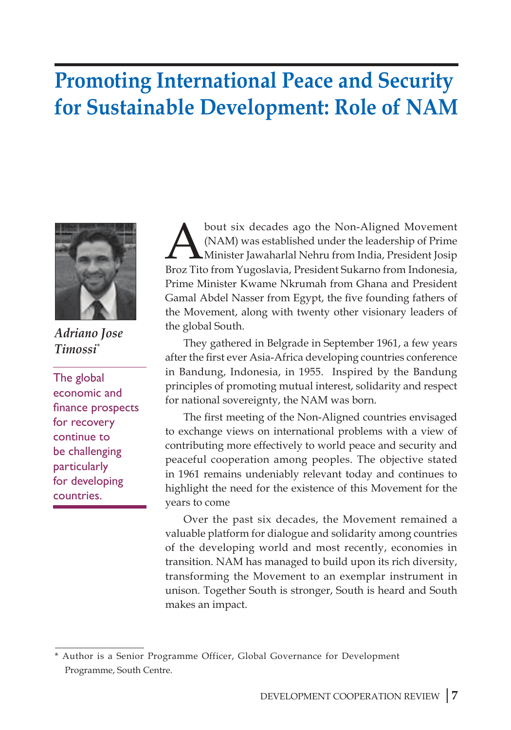# Promoting International Peace and Security for Sustainable Development: Role of NAM

*Adriano Jose Timossi*[*]

The global economic and finance prospects for recovery continue to be challenging particularly for developing countries.

About six decades ago the Non-Aligned Movement (NAM) was established under the leadership of Prime Minister Jawaharlal Nehru from India, President Josip Broz Tito from Yugoslavia, President Sukarno from Indonesia, Prime Minister Kwame Nkrumah from Ghana and President Gamal Abdel Nasser from Egypt, the five founding fathers of the Movement, along with twenty other visionary leaders of the global South.

They gathered in Belgrade in September 1961, a few years after the first ever Asia-Africa developing countries conference in Bandung, Indonesia, in 1955. Inspired by the Bandung principles of promoting mutual interest, solidarity and respect for national sovereignty, the NAM was born.

The first meeting of the Non-Aligned countries envisaged to exchange views on international problems with a view of contributing more effectively to world peace and security and peaceful cooperation among peoples. The objective stated in 1961 remains undeniably relevant today and continues to highlight the need for the existence of this Movement for the years to come

Over the past six decades, the Movement remained a valuable platform for dialogue and solidarity among countries of the developing world and most recently, economies in transition. NAM has managed to build upon its rich diversity, transforming the Movement to an exemplar instrument in unison. Together South is stronger, South is heard and South makes an impact.

---

* Author is a Senior Programme Officer, Global Governance for Development Programme, South Centre.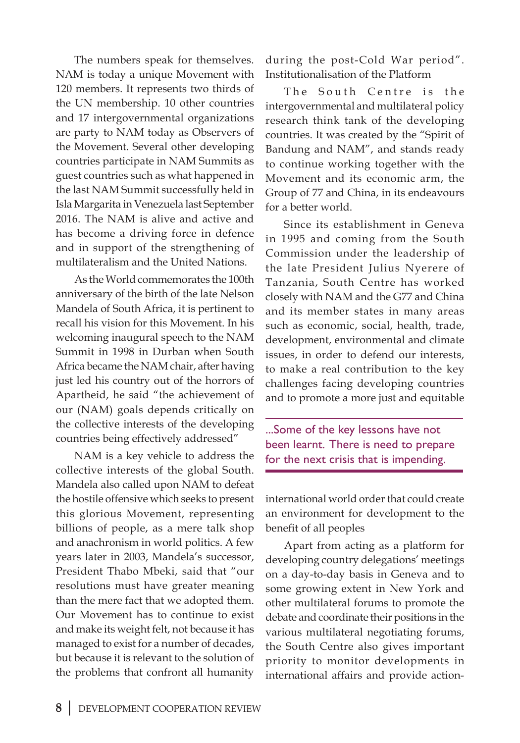The numbers speak for themselves. NAM is today a unique Movement with 120 members. It represents two thirds of the UN membership. 10 other countries and 17 intergovernmental organizations are party to NAM today as Observers of the Movement. Several other developing countries participate in NAM Summits as guest countries such as what happened in the last NAM Summit successfully held in Isla Margarita in Venezuela last September 2016. The NAM is alive and active and has become a driving force in defence and in support of the strengthening of multilateralism and the United Nations.

As the World commemorates the 100th anniversary of the birth of the late Nelson Mandela of South Africa, it is pertinent to recall his vision for this Movement. In his welcoming inaugural speech to the NAM Summit in 1998 in Durban when South Africa became the NAM chair, after having just led his country out of the horrors of Apartheid, he said "the achievement of our (NAM) goals depends critically on the collective interests of the developing countries being effectively addressed"

NAM is a key vehicle to address the collective interests of the global South. Mandela also called upon NAM to defeat the hostile offensive which seeks to present this glorious Movement, representing billions of people, as a mere talk shop and anachronism in world politics. A few years later in 2003, Mandela's successor, President Thabo Mbeki, said that "our resolutions must have greater meaning than the mere fact that we adopted them. Our Movement has to continue to exist and make its weight felt, not because it has managed to exist for a number of decades, but because it is relevant to the solution of the problems that confront all humanity during the post-Cold War period".

## Institutionalisation of the Platform

The South Centre is the intergovernmental and multilateral policy research think tank of the developing countries. It was created by the "Spirit of Bandung and NAM", and stands ready to continue working together with the Movement and its economic arm, the Group of 77 and China, in its endeavours for a better world.

Since its establishment in Geneva in 1995 and coming from the South Commission under the leadership of the late President Julius Nyerere of Tanzania, South Centre has worked closely with NAM and the G77 and China and its member states in many areas such as economic, social, health, trade, development, environmental and climate issues, in order to defend our interests, to make a real contribution to the key challenges facing developing countries and to promote a more just and equitable international world order that could create an environment for development to the benefit of all peoples

> ...Some of the key lessons have not been learnt. There is need to prepare for the next crisis that is impending.

Apart from acting as a platform for developing country delegations' meetings on a day-to-day basis in Geneva and to some growing extent in New York and other multilateral forums to promote the debate and coordinate their positions in the various multilateral negotiating forums, the South Centre also gives important priority to monitor developments in international affairs and provide action-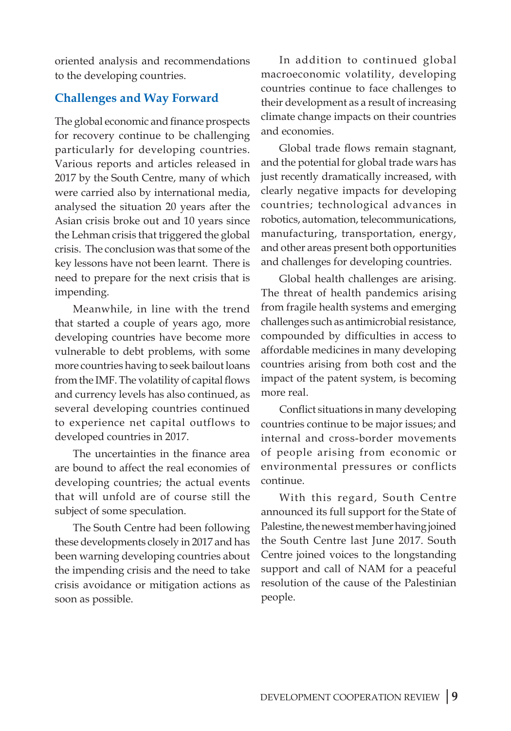oriented analysis and recommendations to the developing countries.

## Challenges and Way Forward

The global economic and finance prospects for recovery continue to be challenging particularly for developing countries. Various reports and articles released in 2017 by the South Centre, many of which were carried also by international media, analysed the situation 20 years after the Asian crisis broke out and 10 years since the Lehman crisis that triggered the global crisis. The conclusion was that some of the key lessons have not been learnt. There is need to prepare for the next crisis that is impending.

Meanwhile, in line with the trend that started a couple of years ago, more developing countries have become more vulnerable to debt problems, with some more countries having to seek bailout loans from the IMF. The volatility of capital flows and currency levels has also continued, as several developing countries continued to experience net capital outflows to developed countries in 2017.

The uncertainties in the finance area are bound to affect the real economies of developing countries; the actual events that will unfold are of course still the subject of some speculation.

The South Centre had been following these developments closely in 2017 and has been warning developing countries about the impending crisis and the need to take crisis avoidance or mitigation actions as soon as possible.

In addition to continued global macroeconomic volatility, developing countries continue to face challenges to their development as a result of increasing climate change impacts on their countries and economies.

Global trade flows remain stagnant, and the potential for global trade wars has just recently dramatically increased, with clearly negative impacts for developing countries; technological advances in robotics, automation, telecommunications, manufacturing, transportation, energy, and other areas present both opportunities and challenges for developing countries.

Global health challenges are arising. The threat of health pandemics arising from fragile health systems and emerging challenges such as antimicrobial resistance, compounded by difficulties in access to affordable medicines in many developing countries arising from both cost and the impact of the patent system, is becoming more real.

Conflict situations in many developing countries continue to be major issues; and internal and cross-border movements of people arising from economic or environmental pressures or conflicts continue.

With this regard, South Centre announced its full support for the State of Palestine, the newest member having joined the South Centre last June 2017. South Centre joined voices to the longstanding support and call of NAM for a peaceful resolution of the cause of the Palestinian people.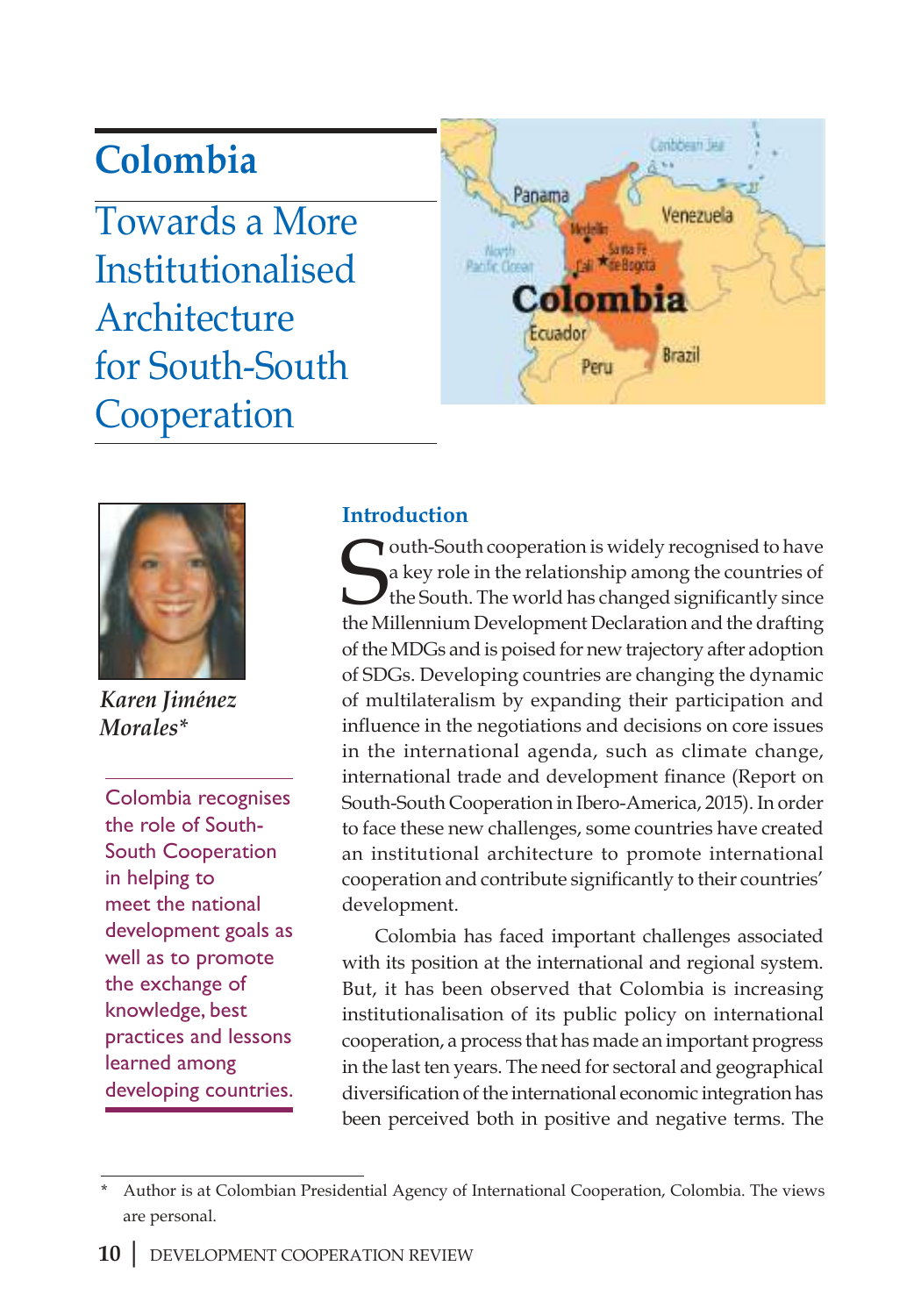# Colombia

## Towards a More Institutionalised Architecture for South-South Cooperation

*Karen Jiménez Morales**

Colombia recognises the role of South-South Cooperation in helping to meet the national development goals as well as to promote the exchange of knowledge, best practices and lessons learned among developing countries.

### Introduction

South-South cooperation is widely recognised to have a key role in the relationship among the countries of the South. The world has changed significantly since the Millennium Development Declaration and the drafting of the MDGs and is poised for new trajectory after adoption of SDGs. Developing countries are changing the dynamic of multilateralism by expanding their participation and influence in the negotiations and decisions on core issues in the international agenda, such as climate change, international trade and development finance (Report on South-South Cooperation in Ibero-America, 2015). In order to face these new challenges, some countries have created an institutional architecture to promote international cooperation and contribute significantly to their countries' development.

Colombia has faced important challenges associated with its position at the international and regional system. But, it has been observed that Colombia is increasing institutionalisation of its public policy on international cooperation, a process that has made an important progress in the last ten years. The need for sectoral and geographical diversification of the international economic integration has been perceived both in positive and negative terms. The

\* Author is at Colombian Presidential Agency of International Cooperation, Colombia. The views are personal.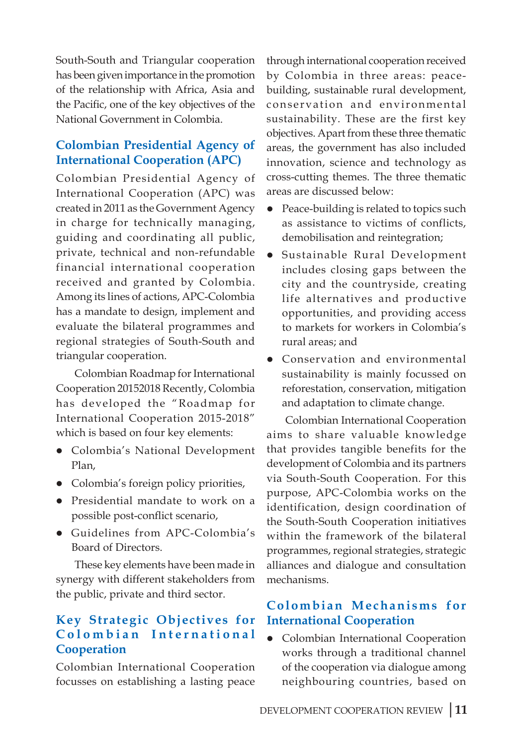South-South and Triangular cooperation has been given importance in the promotion of the relationship with Africa, Asia and the Pacific, one of the key objectives of the National Government in Colombia.

## Colombian Presidential Agency of International Cooperation (APC)

Colombian Presidential Agency of International Cooperation (APC) was created in 2011 as the Government Agency in charge for technically managing, guiding and coordinating all public, private, technical and non-refundable financial international cooperation received and granted by Colombia. Among its lines of actions, APC-Colombia has a mandate to design, implement and evaluate the bilateral programmes and regional strategies of South-South and triangular cooperation.

Colombian Roadmap for International Cooperation 20152018 Recently, Colombia has developed the "Roadmap for International Cooperation 2015-2018" which is based on four key elements:

- Colombia's National Development Plan,
- Colombia's foreign policy priorities,
- Presidential mandate to work on a possible post-conflict scenario,
- Guidelines from APC-Colombia's Board of Directors.

These key elements have been made in synergy with different stakeholders from the public, private and third sector.

## Key Strategic Objectives for Colombian International Cooperation

Colombian International Cooperation focusses on establishing a lasting peace through international cooperation received by Colombia in three areas: peace-building, sustainable rural development, conservation and environmental sustainability. These are the first key objectives. Apart from these three thematic areas, the government has also included innovation, science and technology as cross-cutting themes. The three thematic areas are discussed below:

- Peace-building is related to topics such as assistance to victims of conflicts, demobilisation and reintegration;
- Sustainable Rural Development includes closing gaps between the city and the countryside, creating life alternatives and productive opportunities, and providing access to markets for workers in Colombia's rural areas; and
- Conservation and environmental sustainability is mainly focussed on reforestation, conservation, mitigation and adaptation to climate change.

Colombian International Cooperation aims to share valuable knowledge that provides tangible benefits for the development of Colombia and its partners via South-South Cooperation. For this purpose, APC-Colombia works on the identification, design coordination of the South-South Cooperation initiatives within the framework of the bilateral programmes, regional strategies, strategic alliances and dialogue and consultation mechanisms.

## Colombian Mechanisms for International Cooperation

- Colombian International Cooperation works through a traditional channel of the cooperation via dialogue among neighbouring countries, based on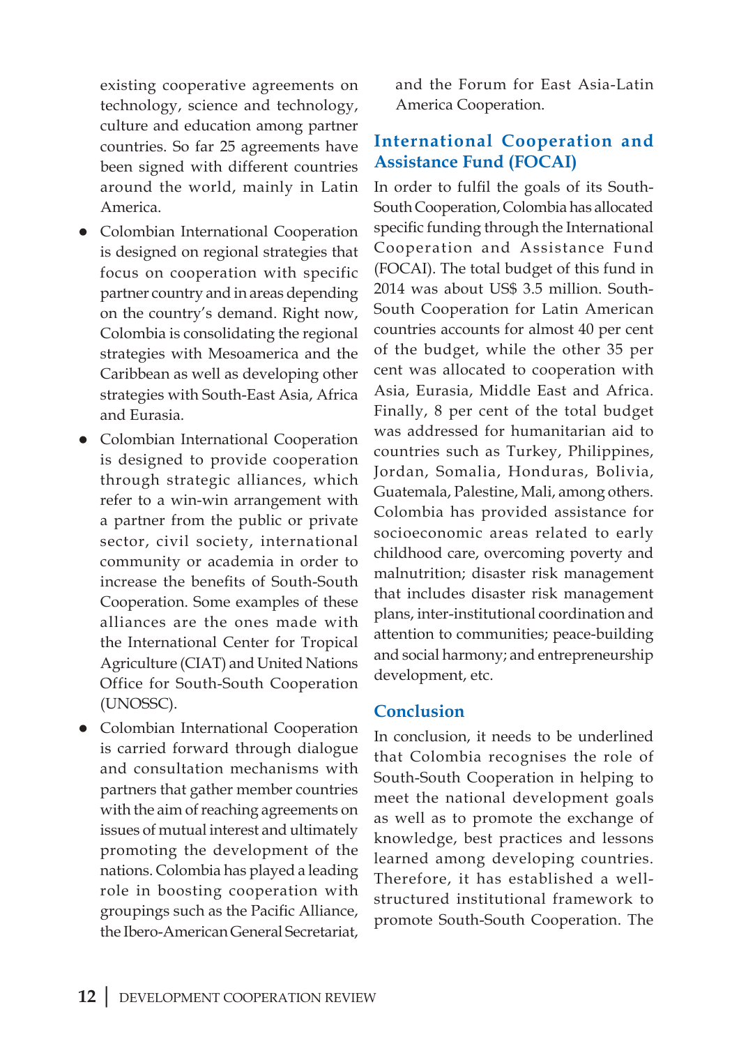existing cooperative agreements on technology, science and technology, culture and education among partner countries. So far 25 agreements have been signed with different countries around the world, mainly in Latin America.

- Colombian International Cooperation is designed on regional strategies that focus on cooperation with specific partner country and in areas depending on the country's demand. Right now, Colombia is consolidating the regional strategies with Mesoamerica and the Caribbean as well as developing other strategies with South-East Asia, Africa and Eurasia.
- Colombian International Cooperation is designed to provide cooperation through strategic alliances, which refer to a win-win arrangement with a partner from the public or private sector, civil society, international community or academia in order to increase the benefits of South-South Cooperation. Some examples of these alliances are the ones made with the International Center for Tropical Agriculture (CIAT) and United Nations Office for South-South Cooperation (UNOSSC).
- Colombian International Cooperation is carried forward through dialogue and consultation mechanisms with partners that gather member countries with the aim of reaching agreements on issues of mutual interest and ultimately promoting the development of the nations. Colombia has played a leading role in boosting cooperation with groupings such as the Pacific Alliance, the Ibero-American General Secretariat, and the Forum for East Asia-Latin America Cooperation.

## International Cooperation and Assistance Fund (FOCAI)

In order to fulfil the goals of its South-South Cooperation, Colombia has allocated specific funding through the International Cooperation and Assistance Fund (FOCAI). The total budget of this fund in 2014 was about US$ 3.5 million. South-South Cooperation for Latin American countries accounts for almost 40 per cent of the budget, while the other 35 per cent was allocated to cooperation with Asia, Eurasia, Middle East and Africa. Finally, 8 per cent of the total budget was addressed for humanitarian aid to countries such as Turkey, Philippines, Jordan, Somalia, Honduras, Bolivia, Guatemala, Palestine, Mali, among others. Colombia has provided assistance for socioeconomic areas related to early childhood care, overcoming poverty and malnutrition; disaster risk management that includes disaster risk management plans, inter-institutional coordination and attention to communities; peace-building and social harmony; and entrepreneurship development, etc.

## Conclusion

In conclusion, it needs to be underlined that Colombia recognises the role of South-South Cooperation in helping to meet the national development goals as well as to promote the exchange of knowledge, best practices and lessons learned among developing countries. Therefore, it has established a well-structured institutional framework to promote South-South Cooperation. The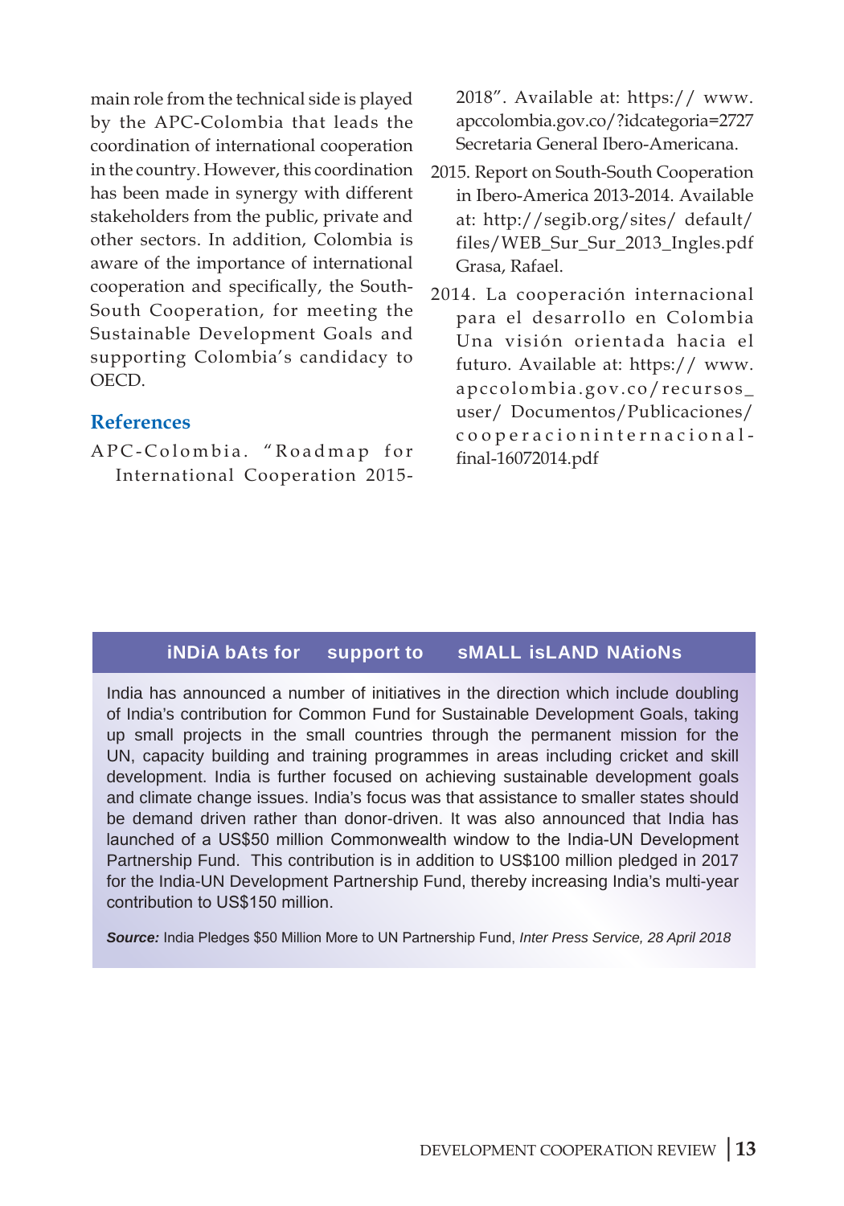main role from the technical side is played by the APC-Colombia that leads the coordination of international cooperation in the country. However, this coordination has been made in synergy with different stakeholders from the public, private and other sectors. In addition, Colombia is aware of the importance of international cooperation and specifically, the South-South Cooperation, for meeting the Sustainable Development Goals and supporting Colombia's candidacy to OECD.

## References

APC-Colombia. "Roadmap for International Cooperation 2015-2018". Available at: https:// www.apccolombia.gov.co/?idcategoria=2727

Secretaria General Ibero-Americana. 2015. Report on South-South Cooperation in Ibero-America 2013-2014. Available at: http://segib.org/sites/ default/files/WEB_Sur_Sur_2013_Ingles.pdf

Grasa, Rafael. 2014. La cooperación internacional para el desarrollo en Colombia Una visión orientada hacia el futuro. Available at: https:// www.apccolombia.gov.co/recursos_user/ Documentos/Publicaciones/cooperacioninternacional-final-16072014.pdf

### India Bats for Support to Small Island Nations

India has announced a number of initiatives in the direction which include doubling of India's contribution for Common Fund for Sustainable Development Goals, taking up small projects in the small countries through the permanent mission for the UN, capacity building and training programmes in areas including cricket and skill development. India is further focused on achieving sustainable development goals and climate change issues. India's focus was that assistance to smaller states should be demand driven rather than donor-driven. It was also announced that India has launched of a US$50 million Commonwealth window to the India-UN Development Partnership Fund. This contribution is in addition to US$100 million pledged in 2017 for the India-UN Development Partnership Fund, thereby increasing India's multi-year contribution to US$150 million.

***Source:*** India Pledges $50 Million More to UN Partnership Fund, *Inter Press Service, 28 April 2018*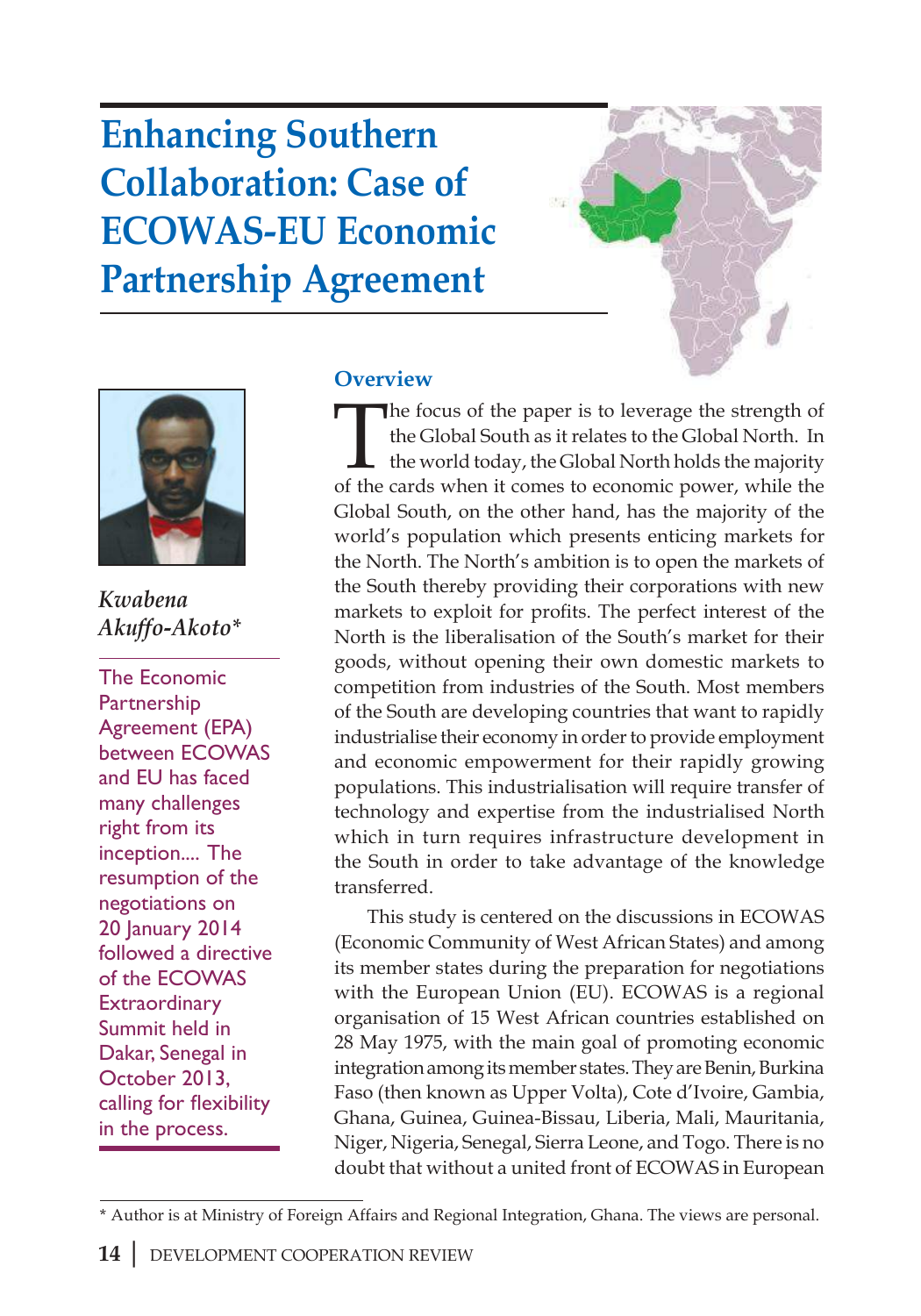# Enhancing Southern Collaboration: Case of ECOWAS-EU Economic Partnership Agreement

*Kwabena Akuffo-Akoto**

The Economic Partnership Agreement (EPA) between ECOWAS and EU has faced many challenges right from its inception.... The resumption of the negotiations on 20 January 2014 followed a directive of the ECOWAS Extraordinary Summit held in Dakar, Senegal in October 2013, calling for flexibility in the process.

## Overview

The focus of the paper is to leverage the strength of the Global South as it relates to the Global North. In the world today, the Global North holds the majority of the cards when it comes to economic power, while the Global South, on the other hand, has the majority of the world's population which presents enticing markets for the North. The North's ambition is to open the markets of the South thereby providing their corporations with new markets to exploit for profits. The perfect interest of the North is the liberalisation of the South's market for their goods, without opening their own domestic markets to competition from industries of the South. Most members of the South are developing countries that want to rapidly industrialise their economy in order to provide employment and economic empowerment for their rapidly growing populations. This industrialisation will require transfer of technology and expertise from the industrialised North which in turn requires infrastructure development in the South in order to take advantage of the knowledge transferred.

This study is centered on the discussions in ECOWAS (Economic Community of West African States) and among its member states during the preparation for negotiations with the European Union (EU). ECOWAS is a regional organisation of 15 West African countries established on 28 May 1975, with the main goal of promoting economic integration among its member states. They are Benin, Burkina Faso (then known as Upper Volta), Cote d'Ivoire, Gambia, Ghana, Guinea, Guinea-Bissau, Liberia, Mali, Mauritania, Niger, Nigeria, Senegal, Sierra Leone, and Togo. There is no doubt that without a united front of ECOWAS in European

\* Author is at Ministry of Foreign Affairs and Regional Integration, Ghana. The views are personal.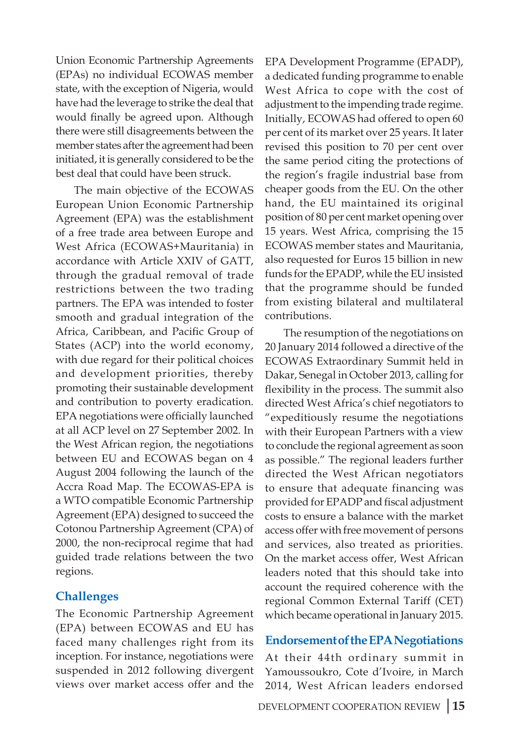Union Economic Partnership Agreements (EPAs) no individual ECOWAS member state, with the exception of Nigeria, would have had the leverage to strike the deal that would finally be agreed upon. Although there were still disagreements between the member states after the agreement had been initiated, it is generally considered to be the best deal that could have been struck.

The main objective of the ECOWAS European Union Economic Partnership Agreement (EPA) was the establishment of a free trade area between Europe and West Africa (ECOWAS+Mauritania) in accordance with Article XXIV of GATT, through the gradual removal of trade restrictions between the two trading partners. The EPA was intended to foster smooth and gradual integration of the Africa, Caribbean, and Pacific Group of States (ACP) into the world economy, with due regard for their political choices and development priorities, thereby promoting their sustainable development and contribution to poverty eradication. EPA negotiations were officially launched at all ACP level on 27 September 2002. In the West African region, the negotiations between EU and ECOWAS began on 4 August 2004 following the launch of the Accra Road Map. The ECOWAS-EPA is a WTO compatible Economic Partnership Agreement (EPA) designed to succeed the Cotonou Partnership Agreement (CPA) of 2000, the non-reciprocal regime that had guided trade relations between the two regions.

## Challenges

The Economic Partnership Agreement (EPA) between ECOWAS and EU has faced many challenges right from its inception. For instance, negotiations were suspended in 2012 following divergent views over market access offer and the EPA Development Programme (EPADP), a dedicated funding programme to enable West Africa to cope with the cost of adjustment to the impending trade regime. Initially, ECOWAS had offered to open 60 per cent of its market over 25 years. It later revised this position to 70 per cent over the same period citing the protections of the region's fragile industrial base from cheaper goods from the EU. On the other hand, the EU maintained its original position of 80 per cent market opening over 15 years. West Africa, comprising the 15 ECOWAS member states and Mauritania, also requested for Euros 15 billion in new funds for the EPADP, while the EU insisted that the programme should be funded from existing bilateral and multilateral contributions.

The resumption of the negotiations on 20 January 2014 followed a directive of the ECOWAS Extraordinary Summit held in Dakar, Senegal in October 2013, calling for flexibility in the process. The summit also directed West Africa's chief negotiators to "expeditiously resume the negotiations with their European Partners with a view to conclude the regional agreement as soon as possible." The regional leaders further directed the West African negotiators to ensure that adequate financing was provided for EPADP and fiscal adjustment costs to ensure a balance with the market access offer with free movement of persons and services, also treated as priorities. On the market access offer, West African leaders noted that this should take into account the required coherence with the regional Common External Tariff (CET) which became operational in January 2015.

## Endorsement of the EPA Negotiations

At their 44th ordinary summit in Yamoussoukro, Cote d'Ivoire, in March 2014, West African leaders endorsed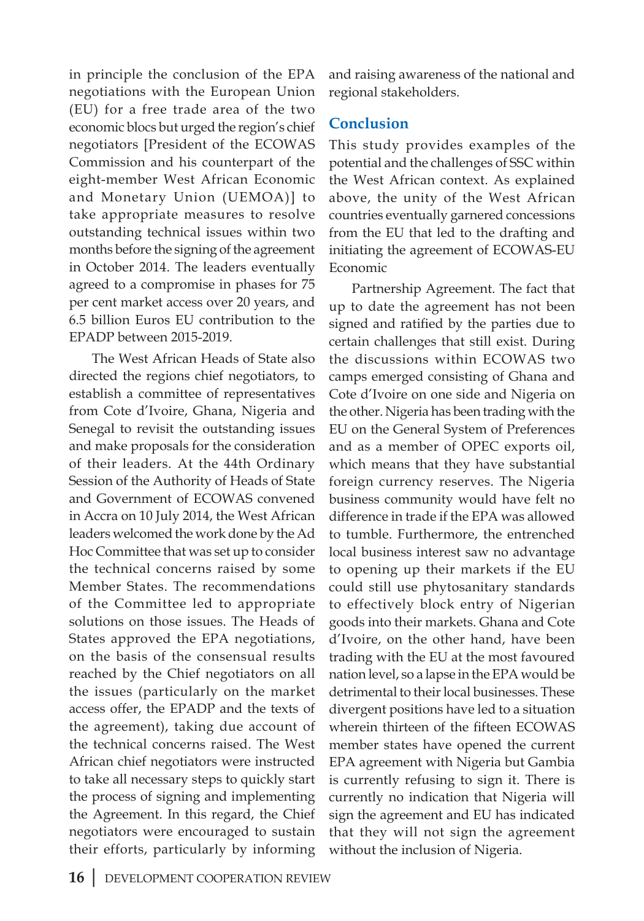in principle the conclusion of the EPA negotiations with the European Union (EU) for a free trade area of the two economic blocs but urged the region's chief negotiators [President of the ECOWAS Commission and his counterpart of the eight-member West African Economic and Monetary Union (UEMOA)] to take appropriate measures to resolve outstanding technical issues within two months before the signing of the agreement in October 2014. The leaders eventually agreed to a compromise in phases for 75 per cent market access over 20 years, and 6.5 billion Euros EU contribution to the EPADP between 2015-2019.

The West African Heads of State also directed the regions chief negotiators, to establish a committee of representatives from Cote d'Ivoire, Ghana, Nigeria and Senegal to revisit the outstanding issues and make proposals for the consideration of their leaders. At the 44th Ordinary Session of the Authority of Heads of State and Government of ECOWAS convened in Accra on 10 July 2014, the West African leaders welcomed the work done by the Ad Hoc Committee that was set up to consider the technical concerns raised by some Member States. The recommendations of the Committee led to appropriate solutions on those issues. The Heads of States approved the EPA negotiations, on the basis of the consensual results reached by the Chief negotiators on all the issues (particularly on the market access offer, the EPADP and the texts of the agreement), taking due account of the technical concerns raised. The West African chief negotiators were instructed to take all necessary steps to quickly start the process of signing and implementing the Agreement. In this regard, the Chief negotiators were encouraged to sustain their efforts, particularly by informing and raising awareness of the national and regional stakeholders.

## Conclusion

This study provides examples of the potential and the challenges of SSC within the West African context. As explained above, the unity of the West African countries eventually garnered concessions from the EU that led to the drafting and initiating the agreement of ECOWAS-EU Economic

Partnership Agreement. The fact that up to date the agreement has not been signed and ratified by the parties due to certain challenges that still exist. During the discussions within ECOWAS two camps emerged consisting of Ghana and Cote d'Ivoire on one side and Nigeria on the other. Nigeria has been trading with the EU on the General System of Preferences and as a member of OPEC exports oil, which means that they have substantial foreign currency reserves. The Nigeria business community would have felt no difference in trade if the EPA was allowed to tumble. Furthermore, the entrenched local business interest saw no advantage to opening up their markets if the EU could still use phytosanitary standards to effectively block entry of Nigerian goods into their markets. Ghana and Cote d'Ivoire, on the other hand, have been trading with the EU at the most favoured nation level, so a lapse in the EPA would be detrimental to their local businesses. These divergent positions have led to a situation wherein thirteen of the fifteen ECOWAS member states have opened the current EPA agreement with Nigeria but Gambia is currently refusing to sign it. There is currently no indication that Nigeria will sign the agreement and EU has indicated that they will not sign the agreement without the inclusion of Nigeria.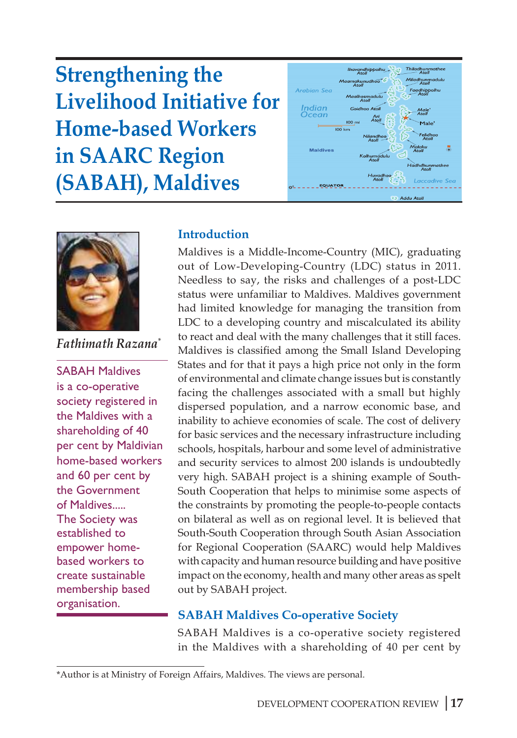# Strengthening the Livelihood Initiative for Home-based Workers in SAARC Region (SABAH), Maldives

*Fathimath Razana*[*]

SABAH Maldives is a co-operative society registered in the Maldives with a shareholding of 40 per cent by Maldivian home-based workers and 60 per cent by the Government of Maldives..... The Society was established to empower home-based workers to create sustainable membership based organisation.

## Introduction

Maldives is a Middle-Income-Country (MIC), graduating out of Low-Developing-Country (LDC) status in 2011. Needless to say, the risks and challenges of a post-LDC status were unfamiliar to Maldives. Maldives government had limited knowledge for managing the transition from LDC to a developing country and miscalculated its ability to react and deal with the many challenges that it still faces. Maldives is classified among the Small Island Developing States and for that it pays a high price not only in the form of environmental and climate change issues but is constantly facing the challenges associated with a small but highly dispersed population, and a narrow economic base, and inability to achieve economies of scale. The cost of delivery for basic services and the necessary infrastructure including schools, hospitals, harbour and some level of administrative and security services to almost 200 islands is undoubtedly very high. SABAH project is a shining example of South-South Cooperation that helps to minimise some aspects of the constraints by promoting the people-to-people contacts on bilateral as well as on regional level. It is believed that South-South Cooperation through South Asian Association for Regional Cooperation (SAARC) would help Maldives with capacity and human resource building and have positive impact on the economy, health and many other areas as spelt out by SABAH project.

## SABAH Maldives Co-operative Society

SABAH Maldives is a co-operative society registered in the Maldives with a shareholding of 40 per cent by

*Author is at Ministry of Foreign Affairs, Maldives. The views are personal.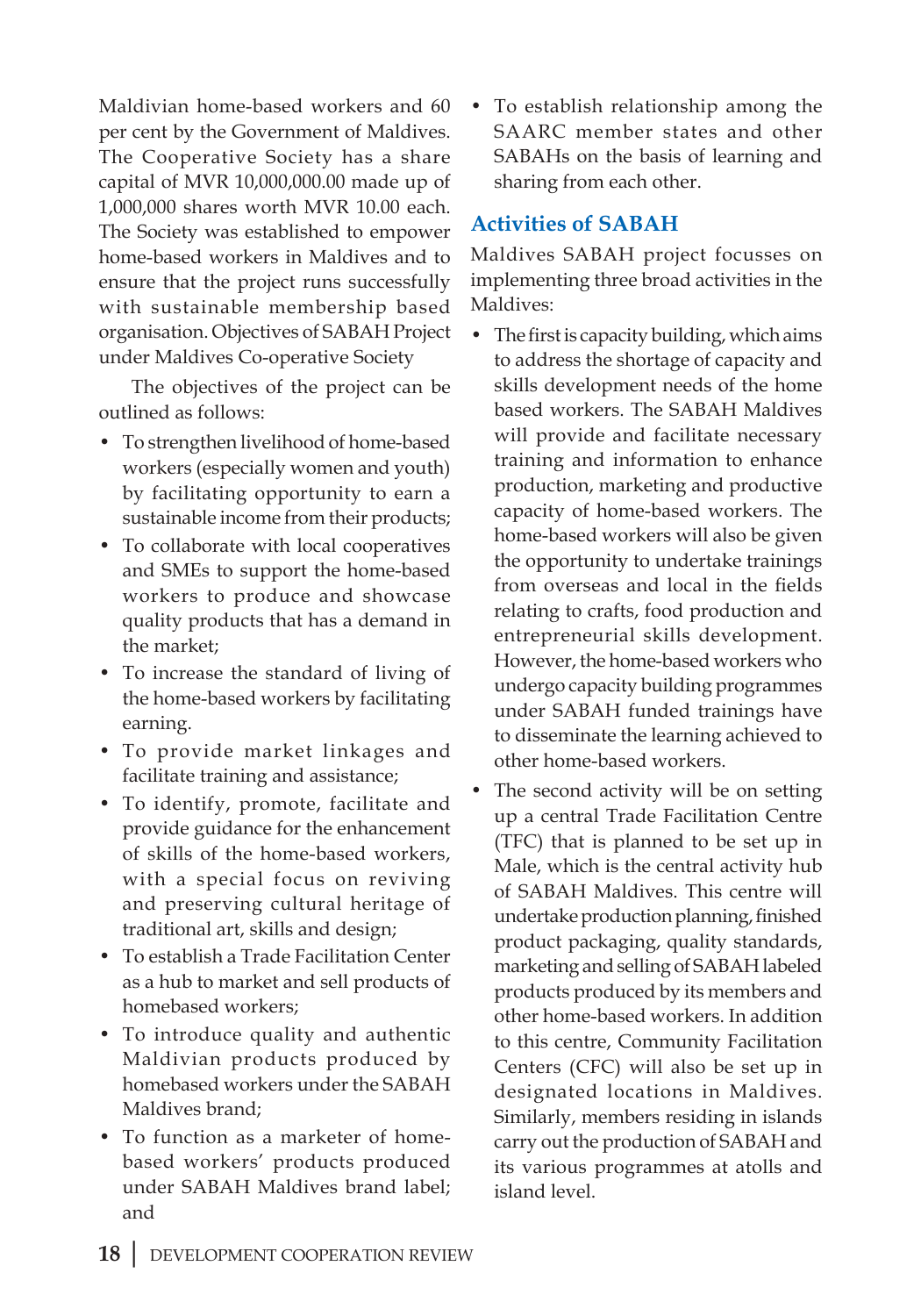Maldivian home-based workers and 60 per cent by the Government of Maldives. The Cooperative Society has a share capital of MVR 10,000,000.00 made up of 1,000,000 shares worth MVR 10.00 each. The Society was established to empower home-based workers in Maldives and to ensure that the project runs successfully with sustainable membership based organisation. Objectives of SABAH Project under Maldives Co-operative Society

The objectives of the project can be outlined as follows:

- To strengthen livelihood of home-based workers (especially women and youth) by facilitating opportunity to earn a sustainable income from their products;
- To collaborate with local cooperatives and SMEs to support the home-based workers to produce and showcase quality products that has a demand in the market;
- To increase the standard of living of the home-based workers by facilitating earning.
- To provide market linkages and facilitate training and assistance;
- To identify, promote, facilitate and provide guidance for the enhancement of skills of the home-based workers, with a special focus on reviving and preserving cultural heritage of traditional art, skills and design;
- To establish a Trade Facilitation Center as a hub to market and sell products of homebased workers;
- To introduce quality and authentic Maldivian products produced by homebased workers under the SABAH Maldives brand;
- To function as a marketer of home-based workers' products produced under SABAH Maldives brand label; and
- To establish relationship among the SAARC member states and other SABAHs on the basis of learning and sharing from each other.

## Activities of SABAH

Maldives SABAH project focusses on implementing three broad activities in the Maldives:

- The first is capacity building, which aims to address the shortage of capacity and skills development needs of the home based workers. The SABAH Maldives will provide and facilitate necessary training and information to enhance production, marketing and productive capacity of home-based workers. The home-based workers will also be given the opportunity to undertake trainings from overseas and local in the fields relating to crafts, food production and entrepreneurial skills development. However, the home-based workers who undergo capacity building programmes under SABAH funded trainings have to disseminate the learning achieved to other home-based workers.
- The second activity will be on setting up a central Trade Facilitation Centre (TFC) that is planned to be set up in Male, which is the central activity hub of SABAH Maldives. This centre will undertake production planning, finished product packaging, quality standards, marketing and selling of SABAH labeled products produced by its members and other home-based workers. In addition to this centre, Community Facilitation Centers (CFC) will also be set up in designated locations in Maldives. Similarly, members residing in islands carry out the production of SABAH and its various programmes at atolls and island level.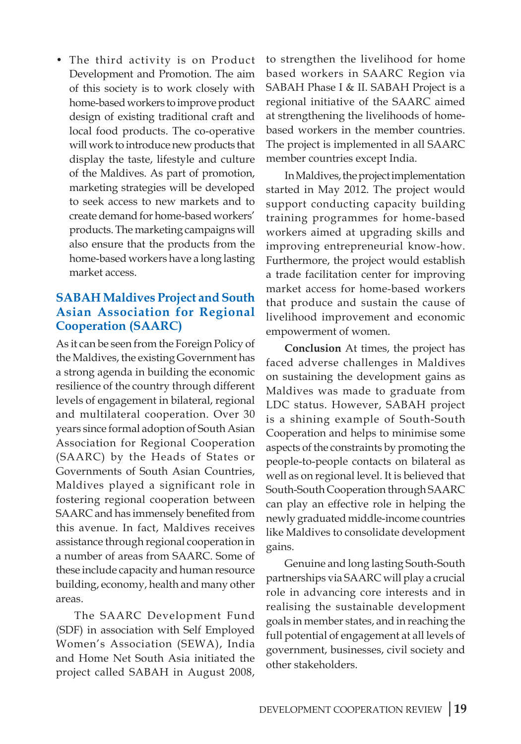- The third activity is on Product Development and Promotion. The aim of this society is to work closely with home-based workers to improve product design of existing traditional craft and local food products. The co-operative will work to introduce new products that display the taste, lifestyle and culture of the Maldives. As part of promotion, marketing strategies will be developed to seek access to new markets and to create demand for home-based workers' products. The marketing campaigns will also ensure that the products from the home-based workers have a long lasting market access.

## SABAH Maldives Project and South Asian Association for Regional Cooperation (SAARC)

As it can be seen from the Foreign Policy of the Maldives, the existing Government has a strong agenda in building the economic resilience of the country through different levels of engagement in bilateral, regional and multilateral cooperation. Over 30 years since formal adoption of South Asian Association for Regional Cooperation (SAARC) by the Heads of States or Governments of South Asian Countries, Maldives played a significant role in fostering regional cooperation between SAARC and has immensely benefited from this avenue. In fact, Maldives receives assistance through regional cooperation in a number of areas from SAARC. Some of these include capacity and human resource building, economy, health and many other areas.

The SAARC Development Fund (SDF) in association with Self Employed Women's Association (SEWA), India and Home Net South Asia initiated the project called SABAH in August 2008, to strengthen the livelihood for home based workers in SAARC Region via SABAH Phase I & II. SABAH Project is a regional initiative of the SAARC aimed at strengthening the livelihoods of home-based workers in the member countries. The project is implemented in all SAARC member countries except India.

In Maldives, the project implementation started in May 2012. The project would support conducting capacity building training programmes for home-based workers aimed at upgrading skills and improving entrepreneurial know-how. Furthermore, the project would establish a trade facilitation center for improving market access for home-based workers that produce and sustain the cause of livelihood improvement and economic empowerment of women.

**Conclusion** At times, the project has faced adverse challenges in Maldives on sustaining the development gains as Maldives was made to graduate from LDC status. However, SABAH project is a shining example of South-South Cooperation and helps to minimise some aspects of the constraints by promoting the people-to-people contacts on bilateral as well as on regional level. It is believed that South-South Cooperation through SAARC can play an effective role in helping the newly graduated middle-income countries like Maldives to consolidate development gains.

Genuine and long lasting South-South partnerships via SAARC will play a crucial role in advancing core interests and in realising the sustainable development goals in member states, and in reaching the full potential of engagement at all levels of government, businesses, civil society and other stakeholders.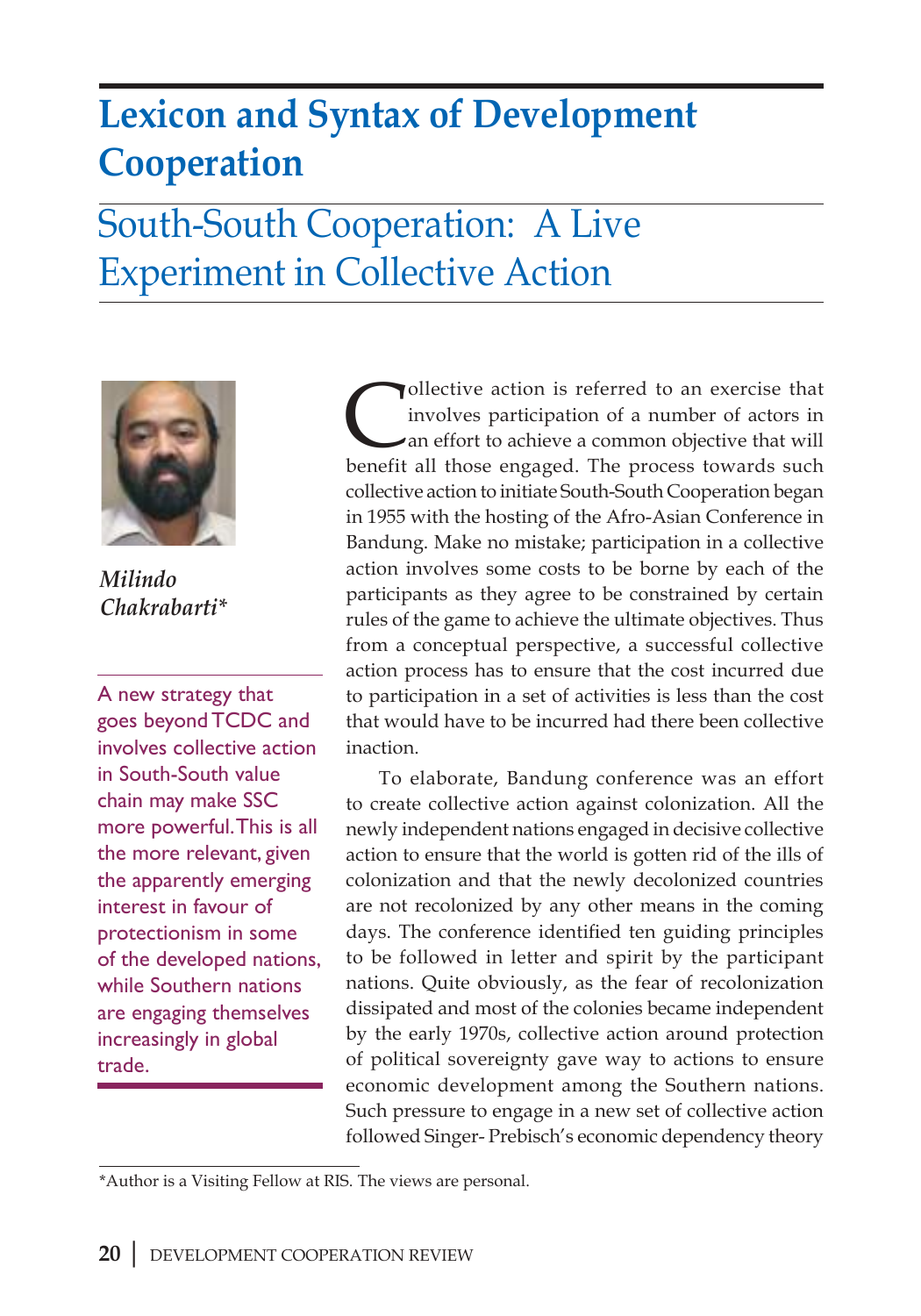# Lexicon and Syntax of Development Cooperation

## South-South Cooperation: A Live Experiment in Collective Action

*Milindo Chakrabarti**

A new strategy that goes beyond TCDC and involves collective action in South-South value chain may make SSC more powerful. This is all the more relevant, given the apparently emerging interest in favour of protectionism in some of the developed nations, while Southern nations are engaging themselves increasingly in global trade.

Collective action is referred to an exercise that involves participation of a number of actors in an effort to achieve a common objective that will benefit all those engaged. The process towards such collective action to initiate South-South Cooperation began in 1955 with the hosting of the Afro-Asian Conference in Bandung. Make no mistake; participation in a collective action involves some costs to be borne by each of the participants as they agree to be constrained by certain rules of the game to achieve the ultimate objectives. Thus from a conceptual perspective, a successful collective action process has to ensure that the cost incurred due to participation in a set of activities is less than the cost that would have to be incurred had there been collective inaction.

To elaborate, Bandung conference was an effort to create collective action against colonization. All the newly independent nations engaged in decisive collective action to ensure that the world is gotten rid of the ills of colonization and that the newly decolonized countries are not recolonized by any other means in the coming days. The conference identified ten guiding principles to be followed in letter and spirit by the participant nations. Quite obviously, as the fear of recolonization dissipated and most of the colonies became independent by the early 1970s, collective action around protection of political sovereignty gave way to actions to ensure economic development among the Southern nations. Such pressure to engage in a new set of collective action followed Singer- Prebisch's economic dependency theory

*Author is a Visiting Fellow at RIS. The views are personal.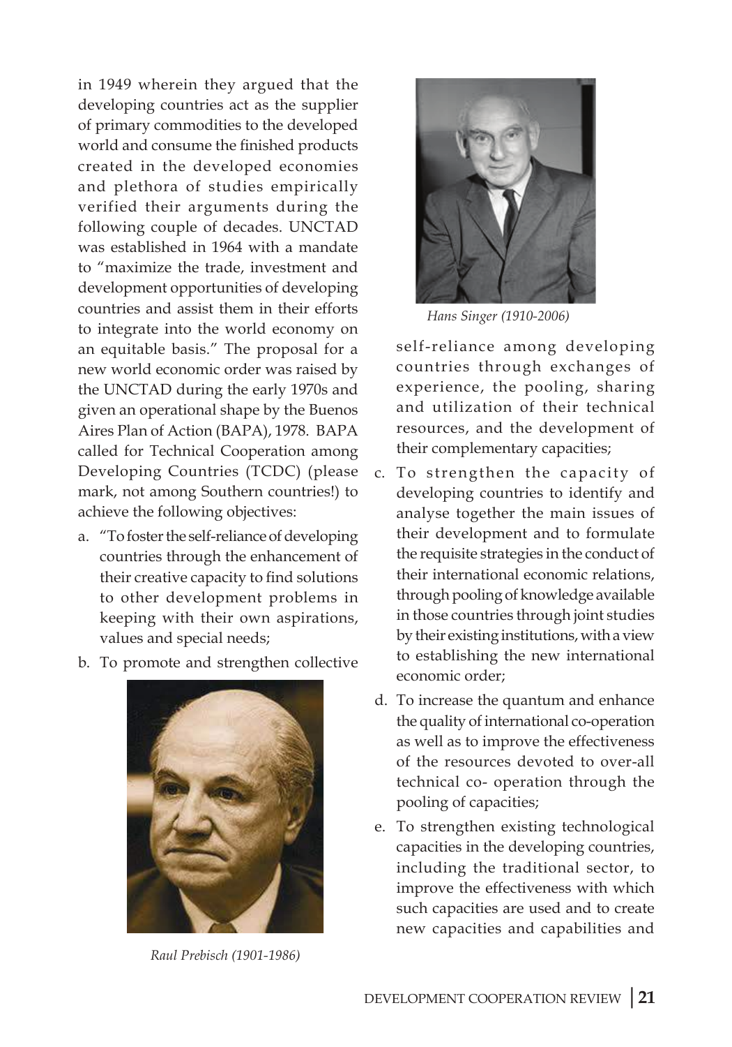in 1949 wherein they argued that the developing countries act as the supplier of primary commodities to the developed world and consume the finished products created in the developed economies and plethora of studies empirically verified their arguments during the following couple of decades. UNCTAD was established in 1964 with a mandate to "maximize the trade, investment and development opportunities of developing countries and assist them in their efforts to integrate into the world economy on an equitable basis." The proposal for a new world economic order was raised by the UNCTAD during the early 1970s and given an operational shape by the Buenos Aires Plan of Action (BAPA), 1978. BAPA called for Technical Cooperation among Developing Countries (TCDC) (please mark, not among Southern countries!) to achieve the following objectives:

a. "To foster the self-reliance of developing countries through the enhancement of their creative capacity to find solutions to other development problems in keeping with their own aspirations, values and special needs;
b. To promote and strengthen collective self-reliance among developing countries through exchanges of experience, the pooling, sharing and utilization of their technical resources, and the development of their complementary capacities;
c. To strengthen the capacity of developing countries to identify and analyse together the main issues of their development and to formulate the requisite strategies in the conduct of their international economic relations, through pooling of knowledge available in those countries through joint studies by their existing institutions, with a view to establishing the new international economic order;
d. To increase the quantum and enhance the quality of international co-operation as well as to improve the effectiveness of the resources devoted to over-all technical co- operation through the pooling of capacities;
e. To strengthen existing technological capacities in the developing countries, including the traditional sector, to improve the effectiveness with which such capacities are used and to create new capacities and capabilities and

*Raul Prebisch (1901-1986)*

*Hans Singer (1910-2006)*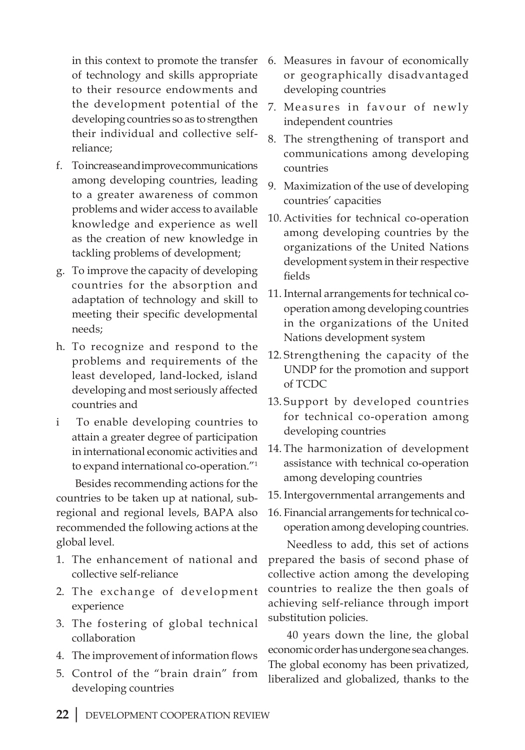in this context to promote the transfer of technology and skills appropriate to their resource endowments and the development potential of the developing countries so as to strengthen their individual and collective self-reliance;

f. To increase and improve communications among developing countries, leading to a greater awareness of common problems and wider access to available knowledge and experience as well as the creation of new knowledge in tackling problems of development;

g. To improve the capacity of developing countries for the absorption and adaptation of technology and skill to meeting their specific developmental needs;

h. To recognize and respond to the problems and requirements of the least developed, land-locked, island developing and most seriously affected countries and

i To enable developing countries to attain a greater degree of participation in international economic activities and to expand international co-operation."[1]

Besides recommending actions for the countries to be taken up at national, sub-regional and regional levels, BAPA also recommended the following actions at the global level.

1. The enhancement of national and collective self-reliance
2. The exchange of development experience
3. The fostering of global technical collaboration
4. The improvement of information flows
5. Control of the "brain drain" from developing countries
6. Measures in favour of economically or geographically disadvantaged developing countries
7. Measures in favour of newly independent countries
8. The strengthening of transport and communications among developing countries
9. Maximization of the use of developing countries' capacities
10. Activities for technical co-operation among developing countries by the organizations of the United Nations development system in their respective fields
11. Internal arrangements for technical co-operation among developing countries in the organizations of the United Nations development system
12. Strengthening the capacity of the UNDP for the promotion and support of TCDC
13. Support by developed countries for technical co-operation among developing countries
14. The harmonization of development assistance with technical co-operation among developing countries
15. Intergovernmental arrangements and
16. Financial arrangements for technical co-operation among developing countries.

Needless to add, this set of actions prepared the basis of second phase of collective action among the developing countries to realize the then goals of achieving self-reliance through import substitution policies.

40 years down the line, the global economic order has undergone sea changes. The global economy has been privatized, liberalized and globalized, thanks to the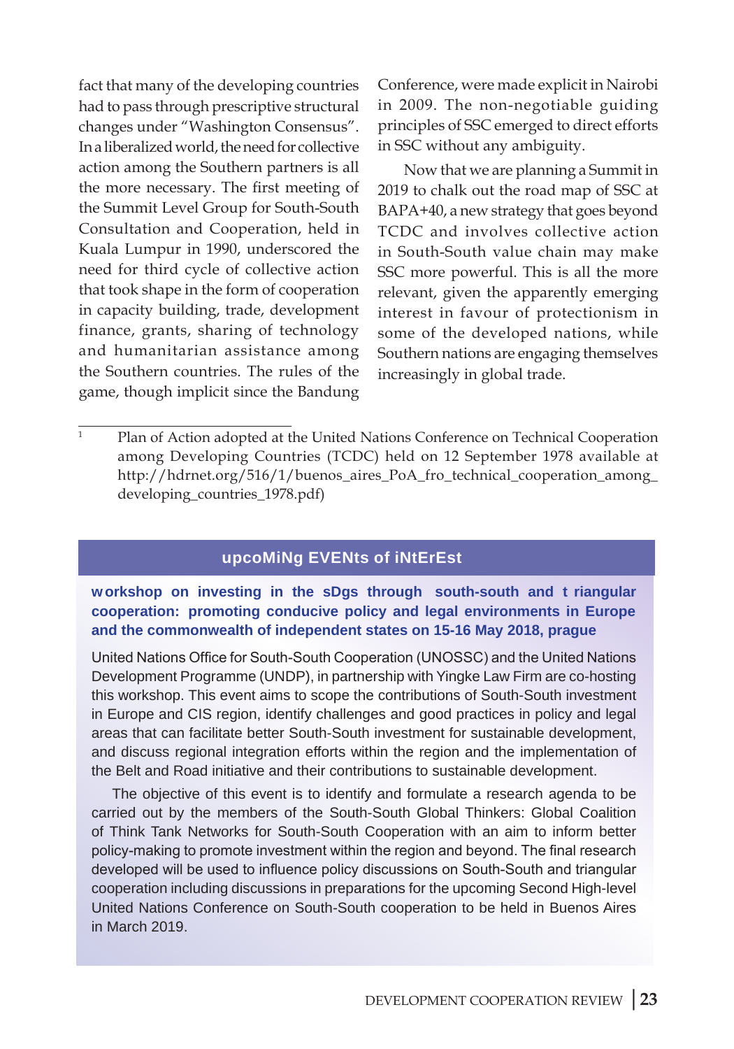fact that many of the developing countries had to pass through prescriptive structural changes under "Washington Consensus". In a liberalized world, the need for collective action among the Southern partners is all the more necessary. The first meeting of the Summit Level Group for South-South Consultation and Cooperation, held in Kuala Lumpur in 1990, underscored the need for third cycle of collective action that took shape in the form of cooperation in capacity building, trade, development finance, grants, sharing of technology and humanitarian assistance among the Southern countries. The rules of the game, though implicit since the Bandung Conference, were made explicit in Nairobi in 2009. The non-negotiable guiding principles of SSC emerged to direct efforts in SSC without any ambiguity.

Now that we are planning a Summit in 2019 to chalk out the road map of SSC at BAPA+40, a new strategy that goes beyond TCDC and involves collective action in South-South value chain may make SSC more powerful. This is all the more relevant, given the apparently emerging interest in favour of protectionism in some of the developed nations, while Southern nations are engaging themselves increasingly in global trade.

---

[1] Plan of Action adopted at the United Nations Conference on Technical Cooperation among Developing Countries (TCDC) held on 12 September 1978 available at http://hdrnet.org/516/1/buenos_aires_PoA_fro_technical_cooperation_among_developing_countries_1978.pdf)

## UPCOMING EVENTS OF INTEREST

**Workshop on investing in the SDGs through South-South and triangular cooperation: promoting conducive policy and legal environments in Europe and the Commonwealth of Independent States on 15-16 May 2018, Prague**

United Nations Office for South-South Cooperation (UNOSSC) and the United Nations Development Programme (UNDP), in partnership with Yingke Law Firm are co-hosting this workshop. This event aims to scope the contributions of South-South investment in Europe and CIS region, identify challenges and good practices in policy and legal areas that can facilitate better South-South investment for sustainable development, and discuss regional integration efforts within the region and the implementation of the Belt and Road initiative and their contributions to sustainable development.

The objective of this event is to identify and formulate a research agenda to be carried out by the members of the South-South Global Thinkers: Global Coalition of Think Tank Networks for South-South Cooperation with an aim to inform better policy-making to promote investment within the region and beyond. The final research developed will be used to influence policy discussions on South-South and triangular cooperation including discussions in preparations for the upcoming Second High-level United Nations Conference on South-South cooperation to be held in Buenos Aires in March 2019.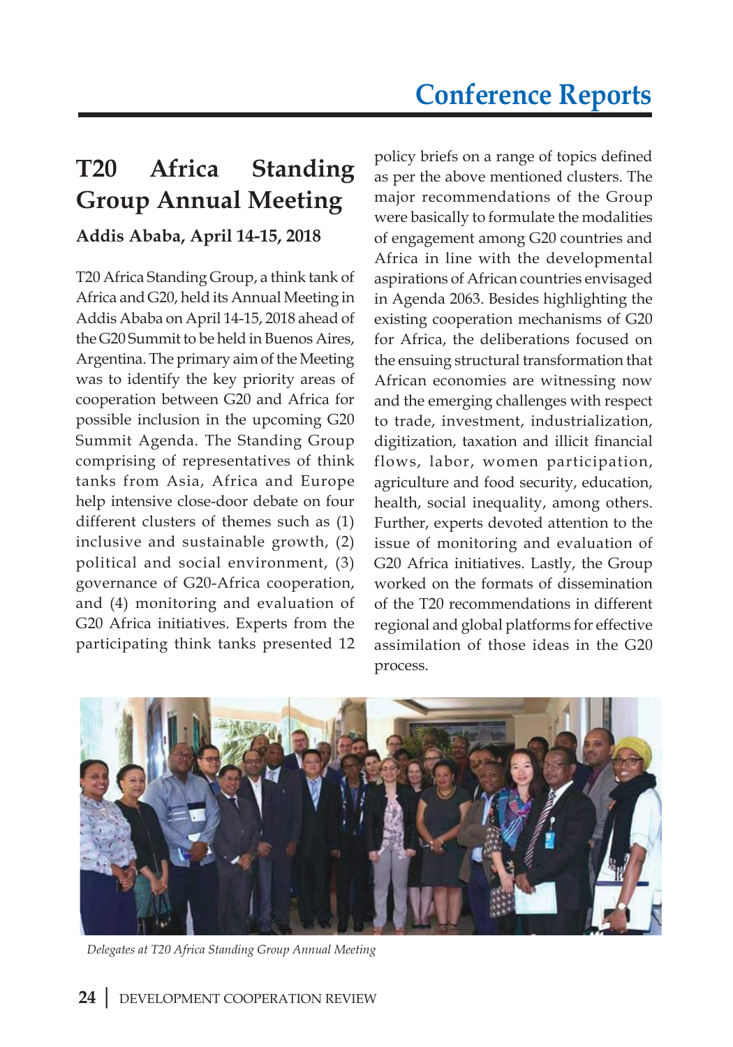# Conference Reports

## T20 Africa Standing Group Annual Meeting

### Addis Ababa, April 14-15, 2018

T20 Africa Standing Group, a think tank of Africa and G20, held its Annual Meeting in Addis Ababa on April 14-15, 2018 ahead of the G20 Summit to be held in Buenos Aires, Argentina. The primary aim of the Meeting was to identify the key priority areas of cooperation between G20 and Africa for possible inclusion in the upcoming G20 Summit Agenda. The Standing Group comprising of representatives of think tanks from Asia, Africa and Europe help intensive close-door debate on four different clusters of themes such as (1) inclusive and sustainable growth, (2) political and social environment, (3) governance of G20-Africa cooperation, and (4) monitoring and evaluation of G20 Africa initiatives. Experts from the participating think tanks presented 12 policy briefs on a range of topics defined as per the above mentioned clusters. The major recommendations of the Group were basically to formulate the modalities of engagement among G20 countries and Africa in line with the developmental aspirations of African countries envisaged in Agenda 2063. Besides highlighting the existing cooperation mechanisms of G20 for Africa, the deliberations focused on the ensuing structural transformation that African economies are witnessing now and the emerging challenges with respect to trade, investment, industrialization, digitization, taxation and illicit financial flows, labor, women participation, agriculture and food security, education, health, social inequality, among others. Further, experts devoted attention to the issue of monitoring and evaluation of G20 Africa initiatives. Lastly, the Group worked on the formats of dissemination of the T20 recommendations in different regional and global platforms for effective assimilation of those ideas in the G20 process.

*Delegates at T20 Africa Standing Group Annual Meeting*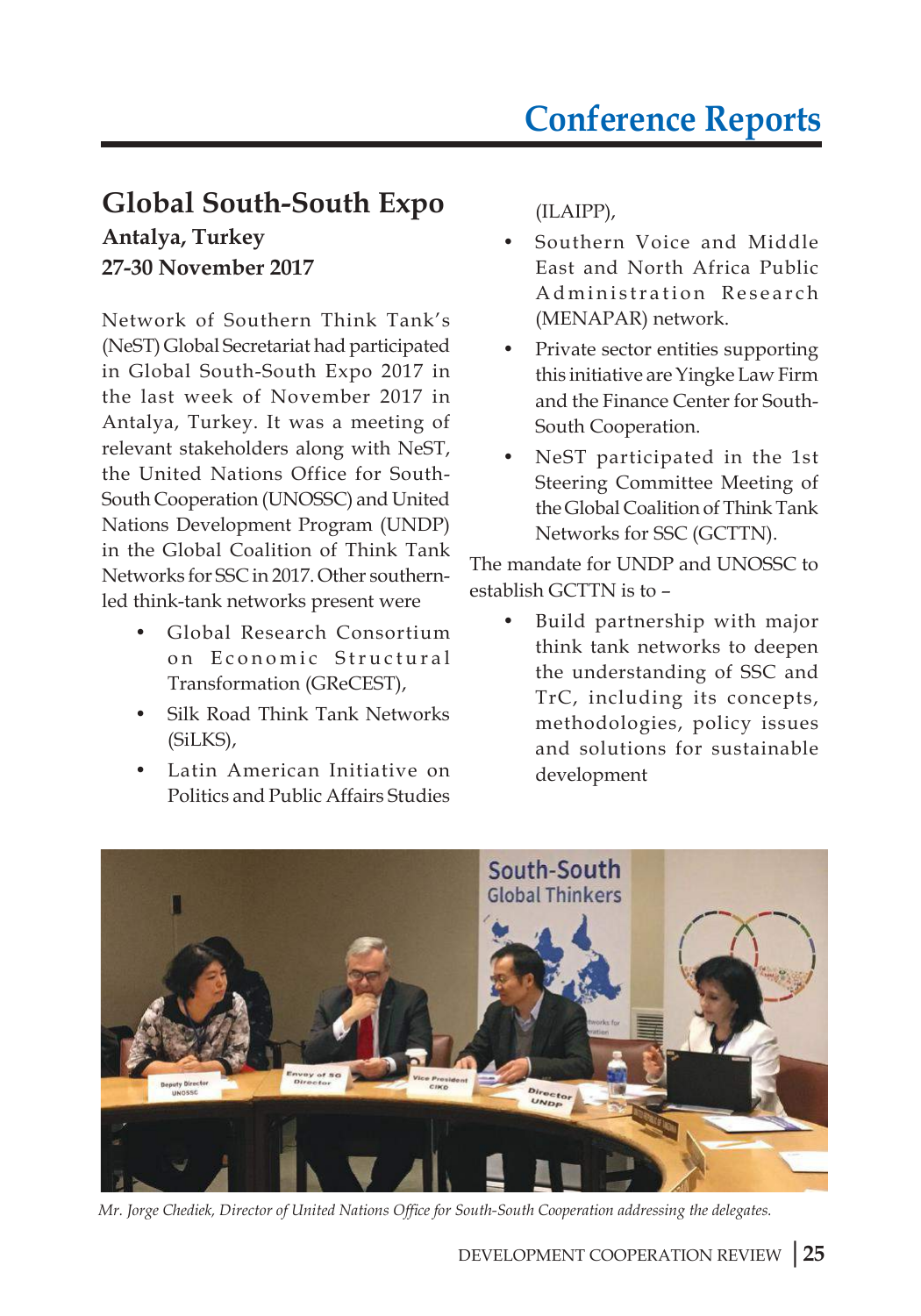# Conference Reports

## Global South-South Expo

**Antalya, Turkey**

**27-30 November 2017**

Network of Southern Think Tank's (NeST) Global Secretariat had participated in Global South-South Expo 2017 in the last week of November 2017 in Antalya, Turkey. It was a meeting of relevant stakeholders along with NeST, the United Nations Office for South-South Cooperation (UNOSSC) and United Nations Development Program (UNDP) in the Global Coalition of Think Tank Networks for SSC in 2017. Other southern-led think-tank networks present were

- Global Research Consortium on Economic Structural Transformation (GReCEST),
- Silk Road Think Tank Networks (SiLKS),
- Latin American Initiative on Politics and Public Affairs Studies (ILAIPP),
- Southern Voice and Middle East and North Africa Public Administration Research (MENAPAR) network.
- Private sector entities supporting this initiative are Yingke Law Firm and the Finance Center for South-South Cooperation.
- NeST participated in the 1st Steering Committee Meeting of the Global Coalition of Think Tank Networks for SSC (GCTTN).

The mandate for UNDP and UNOSSC to establish GCTTN is to –

- Build partnership with major think tank networks to deepen the understanding of SSC and TrC, including its concepts, methodologies, policy issues and solutions for sustainable development

*Mr. Jorge Chediek, Director of United Nations Office for South-South Cooperation addressing the delegates.*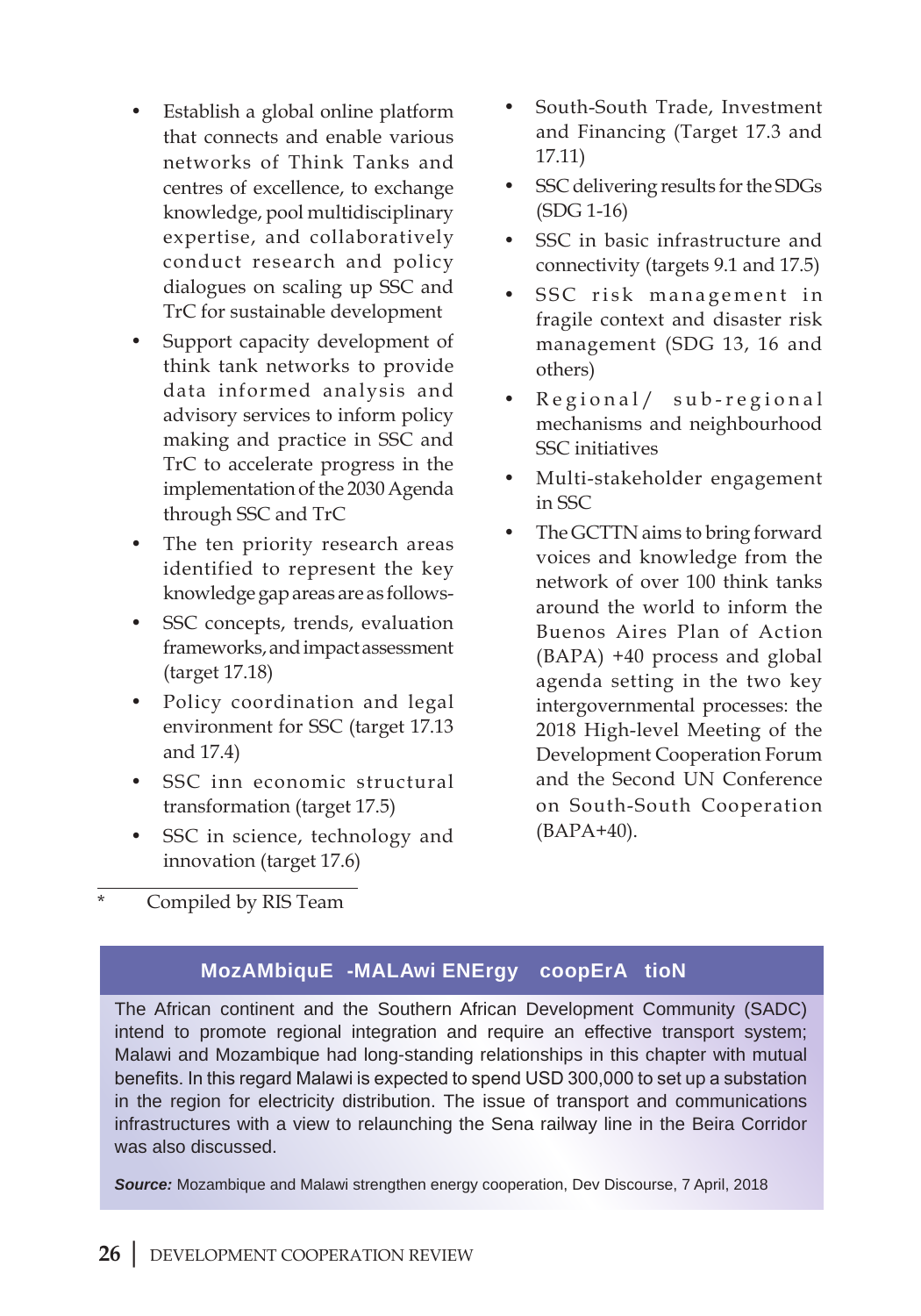- Establish a global online platform that connects and enable various networks of Think Tanks and centres of excellence, to exchange knowledge, pool multidisciplinary expertise, and collaboratively conduct research and policy dialogues on scaling up SSC and TrC for sustainable development
- Support capacity development of think tank networks to provide data informed analysis and advisory services to inform policy making and practice in SSC and TrC to accelerate progress in the implementation of the 2030 Agenda through SSC and TrC
- The ten priority research areas identified to represent the key knowledge gap areas are as follows-
- SSC concepts, trends, evaluation frameworks, and impact assessment (target 17.18)
- Policy coordination and legal environment for SSC (target 17.13 and 17.4)
- SSC inn economic structural transformation (target 17.5)
- SSC in science, technology and innovation (target 17.6)
- South-South Trade, Investment and Financing (Target 17.3 and 17.11)
- SSC delivering results for the SDGs (SDG 1-16)
- SSC in basic infrastructure and connectivity (targets 9.1 and 17.5)
- SSC risk management in fragile context and disaster risk management (SDG 13, 16 and others)
- Regional/ sub-regional mechanisms and neighbourhood SSC initiatives
- Multi-stakeholder engagement in SSC
- The GCTTN aims to bring forward voices and knowledge from the network of over 100 think tanks around the world to inform the Buenos Aires Plan of Action (BAPA) +40 process and global agenda setting in the two key intergovernmental processes: the 2018 High-level Meeting of the Development Cooperation Forum and the Second UN Conference on South-South Cooperation (BAPA+40).

\* Compiled by RIS Team

## Mozambique -Malawi Energy Cooperation

The African continent and the Southern African Development Community (SADC) intend to promote regional integration and require an effective transport system; Malawi and Mozambique had long-standing relationships in this chapter with mutual benefits. In this regard Malawi is expected to spend USD 300,000 to set up a substation in the region for electricity distribution. The issue of transport and communications infrastructures with a view to relaunching the Sena railway line in the Beira Corridor was also discussed.

***Source:*** Mozambique and Malawi strengthen energy cooperation, Dev Discourse, 7 April, 2018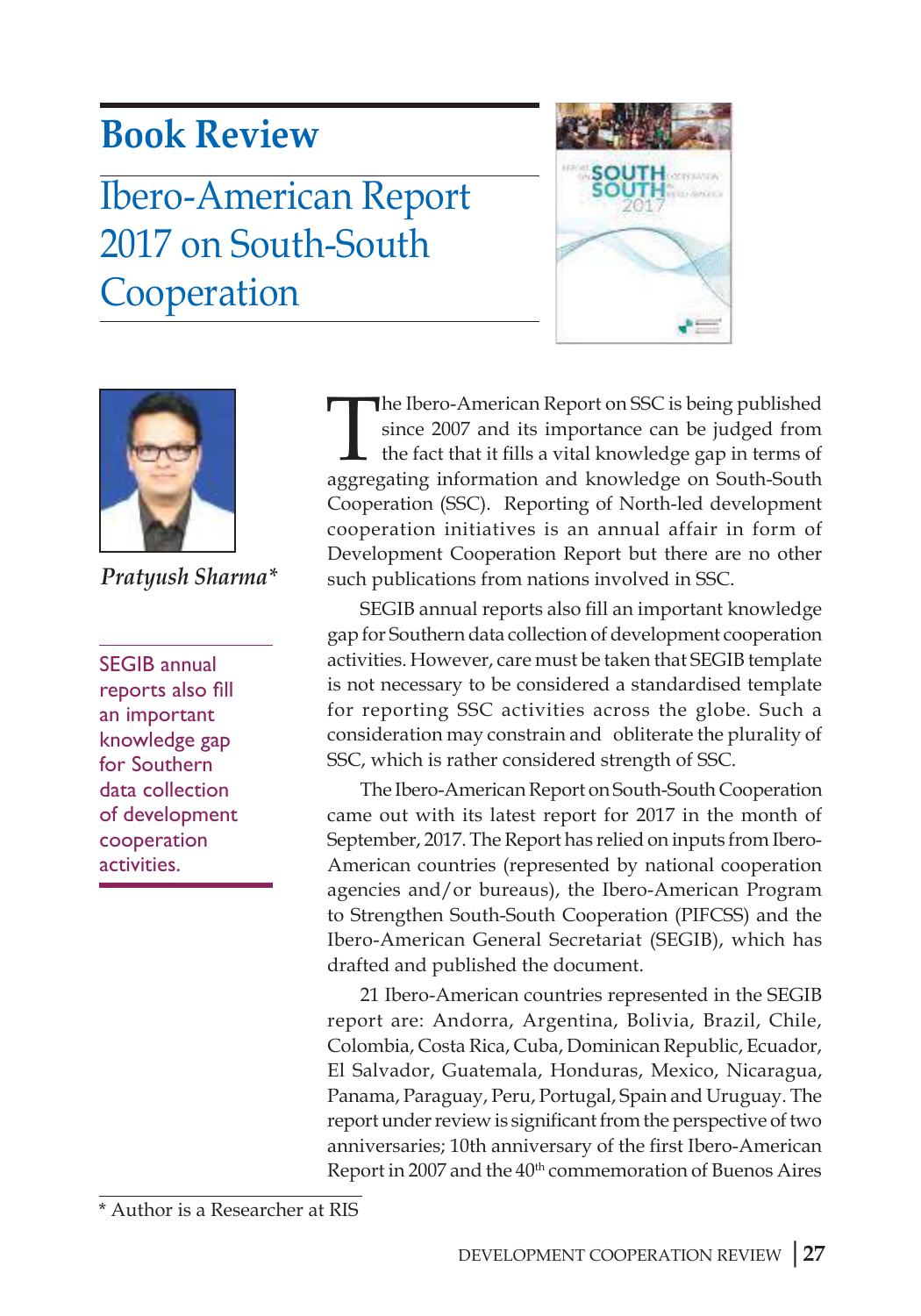# Book Review

## Ibero-American Report 2017 on South-South Cooperation

*Pratyush Sharma**

> SEGIB annual reports also fill an important knowledge gap for Southern data collection of development cooperation activities.

The Ibero-American Report on SSC is being published since 2007 and its importance can be judged from the fact that it fills a vital knowledge gap in terms of aggregating information and knowledge on South-South Cooperation (SSC). Reporting of North-led development cooperation initiatives is an annual affair in form of Development Cooperation Report but there are no other such publications from nations involved in SSC.

SEGIB annual reports also fill an important knowledge gap for Southern data collection of development cooperation activities. However, care must be taken that SEGIB template is not necessary to be considered a standardised template for reporting SSC activities across the globe. Such a consideration may constrain and obliterate the plurality of SSC, which is rather considered strength of SSC.

The Ibero-American Report on South-South Cooperation came out with its latest report for 2017 in the month of September, 2017. The Report has relied on inputs from Ibero-American countries (represented by national cooperation agencies and/or bureaus), the Ibero-American Program to Strengthen South-South Cooperation (PIFCSS) and the Ibero-American General Secretariat (SEGIB), which has drafted and published the document.

21 Ibero-American countries represented in the SEGIB report are: Andorra, Argentina, Bolivia, Brazil, Chile, Colombia, Costa Rica, Cuba, Dominican Republic, Ecuador, El Salvador, Guatemala, Honduras, Mexico, Nicaragua, Panama, Paraguay, Peru, Portugal, Spain and Uruguay. The report under review is significant from the perspective of two anniversaries; 10th anniversary of the first Ibero-American Report in 2007 and the 40th commemoration of Buenos Aires

\* Author is a Researcher at RIS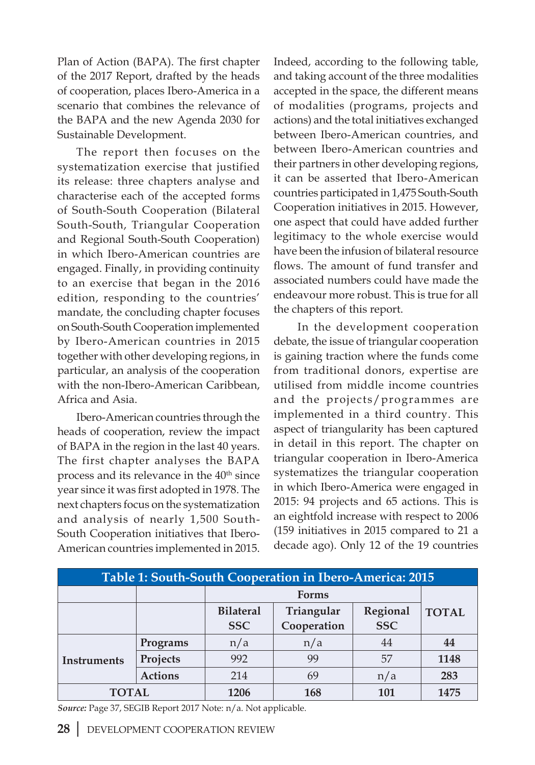Plan of Action (BAPA). The first chapter of the 2017 Report, drafted by the heads of cooperation, places Ibero-America in a scenario that combines the relevance of the BAPA and the new Agenda 2030 for Sustainable Development.

The report then focuses on the systematization exercise that justified its release: three chapters analyse and characterise each of the accepted forms of South-South Cooperation (Bilateral South-South, Triangular Cooperation and Regional South-South Cooperation) in which Ibero-American countries are engaged. Finally, in providing continuity to an exercise that began in the 2016 edition, responding to the countries' mandate, the concluding chapter focuses on South-South Cooperation implemented by Ibero-American countries in 2015 together with other developing regions, in particular, an analysis of the cooperation with the non-Ibero-American Caribbean, Africa and Asia.

Ibero-American countries through the heads of cooperation, review the impact of BAPA in the region in the last 40 years. The first chapter analyses the BAPA process and its relevance in the 40th since year since it was first adopted in 1978. The next chapters focus on the systematization and analysis of nearly 1,500 South-South Cooperation initiatives that Ibero-American countries implemented in 2015. Indeed, according to the following table, and taking account of the three modalities accepted in the space, the different means of modalities (programs, projects and actions) and the total initiatives exchanged between Ibero-American countries, and between Ibero-American countries and their partners in other developing regions, it can be asserted that Ibero-American countries participated in 1,475 South-South Cooperation initiatives in 2015. However, one aspect that could have added further legitimacy to the whole exercise would have been the infusion of bilateral resource flows. The amount of fund transfer and associated numbers could have made the endeavour more robust. This is true for all the chapters of this report.

In the development cooperation debate, the issue of triangular cooperation is gaining traction where the funds come from traditional donors, expertise are utilised from middle income countries and the projects/programmes are implemented in a third country. This aspect of triangularity has been captured in detail in this report. The chapter on triangular cooperation in Ibero-America systematizes the triangular cooperation in which Ibero-America were engaged in 2015: 94 projects and 65 actions. This is an eightfold increase with respect to 2006 (159 initiatives in 2015 compared to 21 a decade ago). Only 12 of the 19 countries

**Table 1: South-South Cooperation in Ibero-America: 2015**

| | | Forms | | | |
|---|---|---|---|---|---|
| | | Bilateral SSC | Triangular Cooperation | Regional SSC | TOTAL |
| Instruments | Programs | n/a | n/a | 44 | **44** |
| | Projects | 992 | 99 | 57 | **1148** |
| | Actions | 214 | 69 | n/a | **283** |
| **TOTAL** | | **1206** | **168** | **101** | **1475** |

***Source:*** Page 37, SEGIB Report 2017 Note: n/a. Not applicable.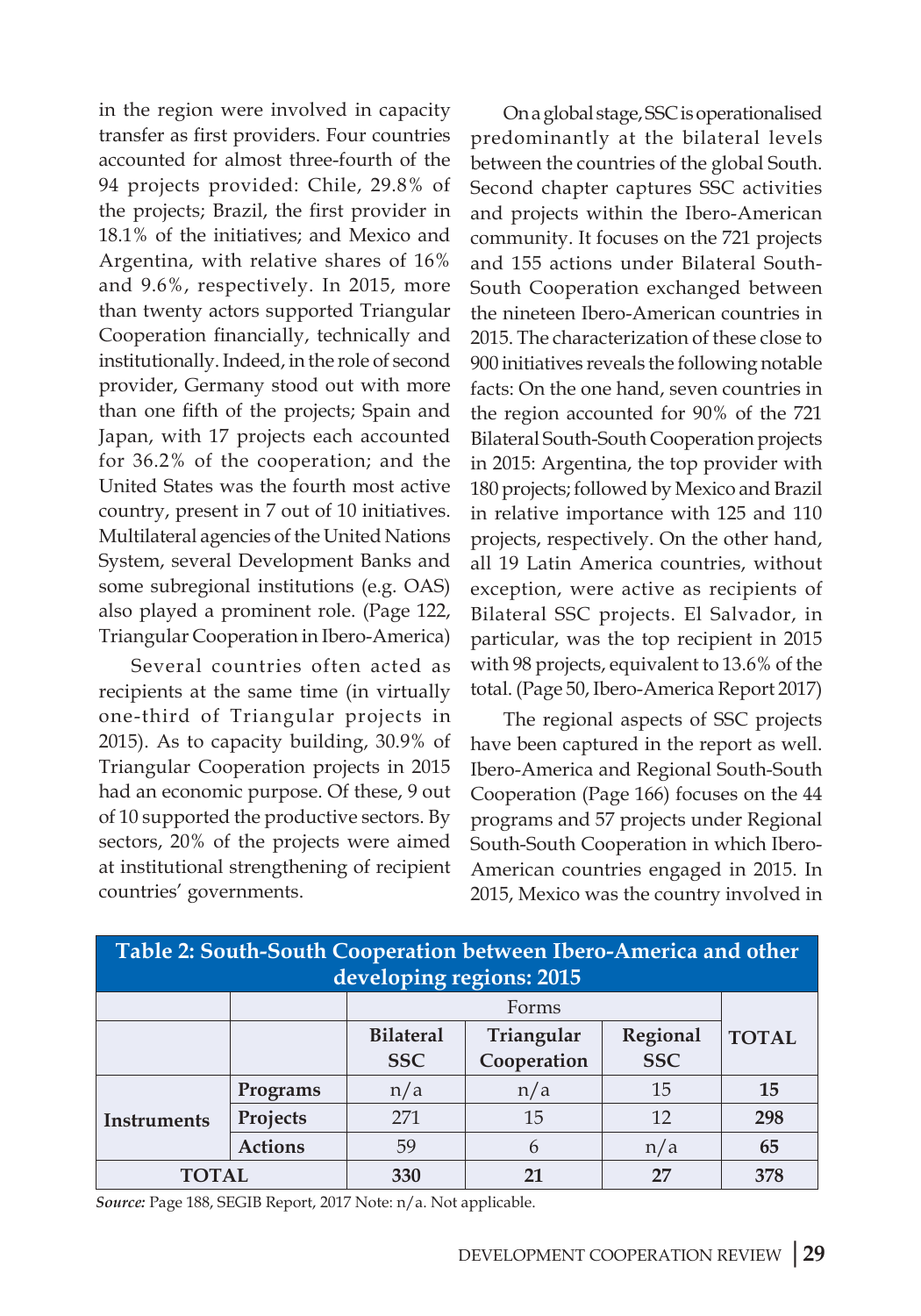in the region were involved in capacity transfer as first providers. Four countries accounted for almost three-fourth of the 94 projects provided: Chile, 29.8% of the projects; Brazil, the first provider in 18.1% of the initiatives; and Mexico and Argentina, with relative shares of 16% and 9.6%, respectively. In 2015, more than twenty actors supported Triangular Cooperation financially, technically and institutionally. Indeed, in the role of second provider, Germany stood out with more than one fifth of the projects; Spain and Japan, with 17 projects each accounted for 36.2% of the cooperation; and the United States was the fourth most active country, present in 7 out of 10 initiatives. Multilateral agencies of the United Nations System, several Development Banks and some subregional institutions (e.g. OAS) also played a prominent role. (Page 122, Triangular Cooperation in Ibero-America)

Several countries often acted as recipients at the same time (in virtually one-third of Triangular projects in 2015). As to capacity building, 30.9% of Triangular Cooperation projects in 2015 had an economic purpose. Of these, 9 out of 10 supported the productive sectors. By sectors, 20% of the projects were aimed at institutional strengthening of recipient countries' governments.

On a global stage, SSC is operationalised predominantly at the bilateral levels between the countries of the global South. Second chapter captures SSC activities and projects within the Ibero-American community. It focuses on the 721 projects and 155 actions under Bilateral South-South Cooperation exchanged between the nineteen Ibero-American countries in 2015. The characterization of these close to 900 initiatives reveals the following notable facts: On the one hand, seven countries in the region accounted for 90% of the 721 Bilateral South-South Cooperation projects in 2015: Argentina, the top provider with 180 projects; followed by Mexico and Brazil in relative importance with 125 and 110 projects, respectively. On the other hand, all 19 Latin America countries, without exception, were active as recipients of Bilateral SSC projects. El Salvador, in particular, was the top recipient in 2015 with 98 projects, equivalent to 13.6% of the total. (Page 50, Ibero-America Report 2017)

The regional aspects of SSC projects have been captured in the report as well. Ibero-America and Regional South-South Cooperation (Page 166) focuses on the 44 programs and 57 projects under Regional South-South Cooperation in which Ibero-American countries engaged in 2015. In 2015, Mexico was the country involved in

**Table 2: South-South Cooperation between Ibero-America and other developing regions: 2015**

| | | Forms | | | TOTAL |
|---|---|---|---|---|---|
| | | **Bilateral SSC** | **Triangular Cooperation** | **Regional SSC** | |
| **Instruments** | **Programs** | n/a | n/a | 15 | **15** |
| | **Projects** | 271 | 15 | 12 | **298** |
| | **Actions** | 59 | 6 | n/a | **65** |
| **TOTAL** | | **330** | **21** | **27** | **378** |

***Source:*** Page 188, SEGIB Report, 2017 Note: n/a. Not applicable.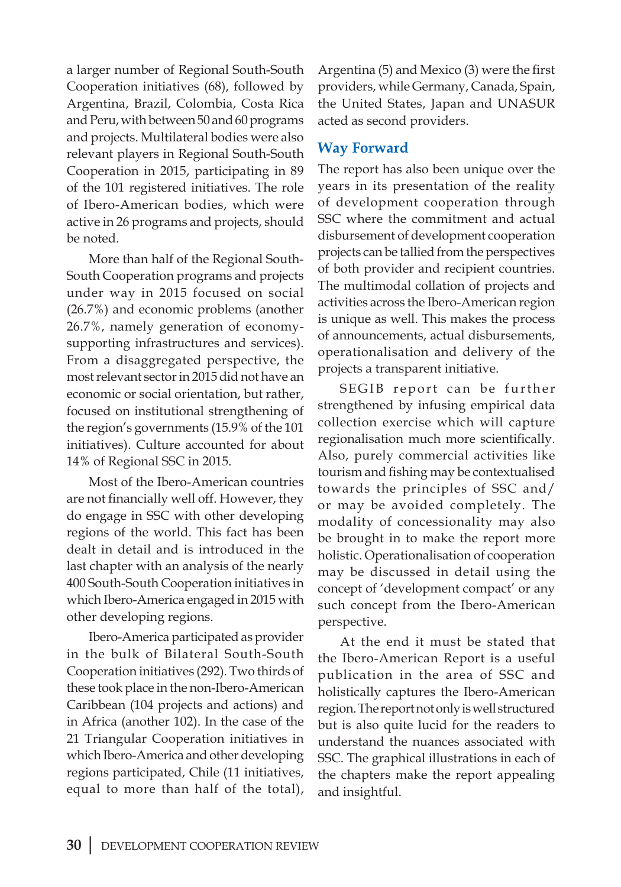a larger number of Regional South-South Cooperation initiatives (68), followed by Argentina, Brazil, Colombia, Costa Rica and Peru, with between 50 and 60 programs and projects. Multilateral bodies were also relevant players in Regional South-South Cooperation in 2015, participating in 89 of the 101 registered initiatives. The role of Ibero-American bodies, which were active in 26 programs and projects, should be noted.

More than half of the Regional South-South Cooperation programs and projects under way in 2015 focused on social (26.7%) and economic problems (another 26.7%, namely generation of economy-supporting infrastructures and services). From a disaggregated perspective, the most relevant sector in 2015 did not have an economic or social orientation, but rather, focused on institutional strengthening of the region's governments (15.9% of the 101 initiatives). Culture accounted for about 14% of Regional SSC in 2015.

Most of the Ibero-American countries are not financially well off. However, they do engage in SSC with other developing regions of the world. This fact has been dealt in detail and is introduced in the last chapter with an analysis of the nearly 400 South-South Cooperation initiatives in which Ibero-America engaged in 2015 with other developing regions.

Ibero-America participated as provider in the bulk of Bilateral South-South Cooperation initiatives (292). Two thirds of these took place in the non-Ibero-American Caribbean (104 projects and actions) and in Africa (another 102). In the case of the 21 Triangular Cooperation initiatives in which Ibero-America and other developing regions participated, Chile (11 initiatives, equal to more than half of the total), Argentina (5) and Mexico (3) were the first providers, while Germany, Canada, Spain, the United States, Japan and UNASUR acted as second providers.

## Way Forward

The report has also been unique over the years in its presentation of the reality of development cooperation through SSC where the commitment and actual disbursement of development cooperation projects can be tallied from the perspectives of both provider and recipient countries. The multimodal collation of projects and activities across the Ibero-American region is unique as well. This makes the process of announcements, actual disbursements, operationalisation and delivery of the projects a transparent initiative.

SEGIB report can be further strengthened by infusing empirical data collection exercise which will capture regionalisation much more scientifically. Also, purely commercial activities like tourism and fishing may be contextualised towards the principles of SSC and/or may be avoided completely. The modality of concessionality may also be brought in to make the report more holistic. Operationalisation of cooperation may be discussed in detail using the concept of 'development compact' or any such concept from the Ibero-American perspective.

At the end it must be stated that the Ibero-American Report is a useful publication in the area of SSC and holistically captures the Ibero-American region. The report not only is well structured but is also quite lucid for the readers to understand the nuances associated with SSC. The graphical illustrations in each of the chapters make the report appealing and insightful.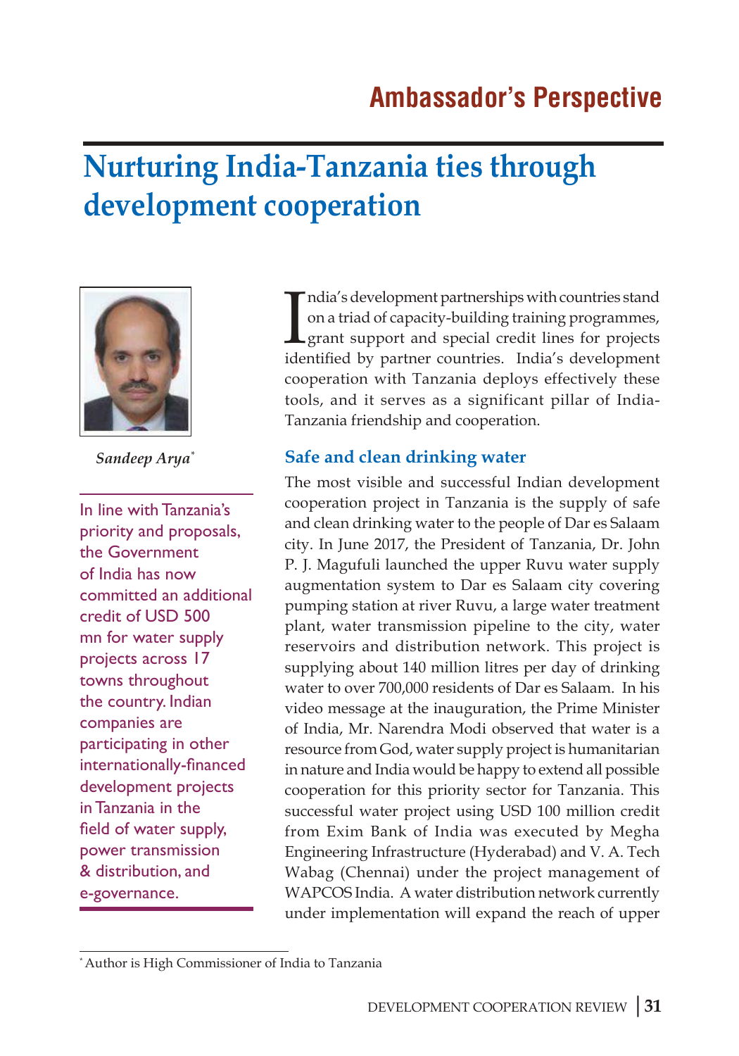## Ambassador's Perspective

# Nurturing India-Tanzania ties through development cooperation

*Sandeep Arya*[*]

In line with Tanzania's priority and proposals, the Government of India has now committed an additional credit of USD 500 mn for water supply projects across 17 towns throughout the country. Indian companies are participating in other internationally-financed development projects in Tanzania in the field of water supply, power transmission & distribution, and e-governance.

India's development partnerships with countries stand on a triad of capacity-building training programmes, grant support and special credit lines for projects identified by partner countries. India's development cooperation with Tanzania deploys effectively these tools, and it serves as a significant pillar of India-Tanzania friendship and cooperation.

### Safe and clean drinking water

The most visible and successful Indian development cooperation project in Tanzania is the supply of safe and clean drinking water to the people of Dar es Salaam city. In June 2017, the President of Tanzania, Dr. John P. J. Magufuli launched the upper Ruvu water supply augmentation system to Dar es Salaam city covering pumping station at river Ruvu, a large water treatment plant, water transmission pipeline to the city, water reservoirs and distribution network. This project is supplying about 140 million litres per day of drinking water to over 700,000 residents of Dar es Salaam. In his video message at the inauguration, the Prime Minister of India, Mr. Narendra Modi observed that water is a resource from God, water supply project is humanitarian in nature and India would be happy to extend all possible cooperation for this priority sector for Tanzania. This successful water project using USD 100 million credit from Exim Bank of India was executed by Megha Engineering Infrastructure (Hyderabad) and V. A. Tech Wabag (Chennai) under the project management of WAPCOS India. A water distribution network currently under implementation will expand the reach of upper

[*] Author is High Commissioner of India to Tanzania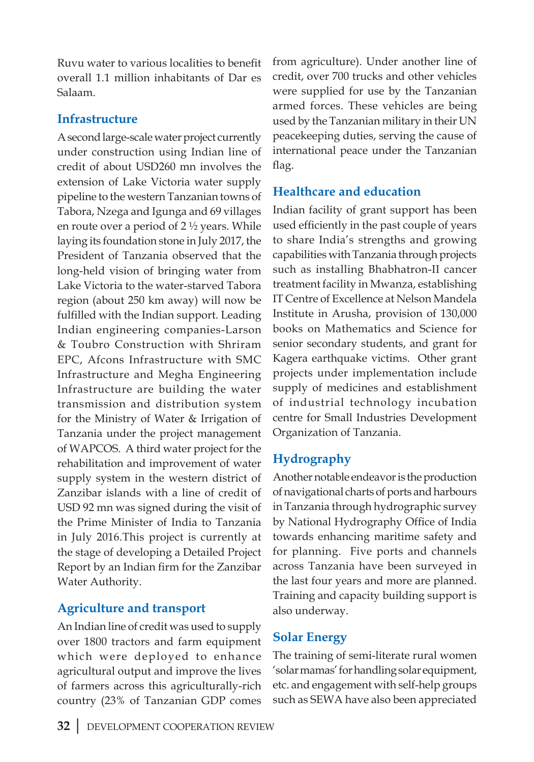Ruvu water to various localities to benefit overall 1.1 million inhabitants of Dar es Salaam.

## Infrastructure

A second large-scale water project currently under construction using Indian line of credit of about USD260 mn involves the extension of Lake Victoria water supply pipeline to the western Tanzanian towns of Tabora, Nzega and Igunga and 69 villages en route over a period of 2 ½ years. While laying its foundation stone in July 2017, the President of Tanzania observed that the long-held vision of bringing water from Lake Victoria to the water-starved Tabora region (about 250 km away) will now be fulfilled with the Indian support. Leading Indian engineering companies-Larson & Toubro Construction with Shriram EPC, Afcons Infrastructure with SMC Infrastructure and Megha Engineering Infrastructure are building the water transmission and distribution system for the Ministry of Water & Irrigation of Tanzania under the project management of WAPCOS. A third water project for the rehabilitation and improvement of water supply system in the western district of Zanzibar islands with a line of credit of USD 92 mn was signed during the visit of the Prime Minister of India to Tanzania in July 2016.This project is currently at the stage of developing a Detailed Project Report by an Indian firm for the Zanzibar Water Authority.

## Agriculture and transport

An Indian line of credit was used to supply over 1800 tractors and farm equipment which were deployed to enhance agricultural output and improve the lives of farmers across this agriculturally-rich country (23% of Tanzanian GDP comes from agriculture). Under another line of credit, over 700 trucks and other vehicles were supplied for use by the Tanzanian armed forces. These vehicles are being used by the Tanzanian military in their UN peacekeeping duties, serving the cause of international peace under the Tanzanian flag.

## Healthcare and education

Indian facility of grant support has been used efficiently in the past couple of years to share India's strengths and growing capabilities with Tanzania through projects such as installing Bhabhatron-II cancer treatment facility in Mwanza, establishing IT Centre of Excellence at Nelson Mandela Institute in Arusha, provision of 130,000 books on Mathematics and Science for senior secondary students, and grant for Kagera earthquake victims. Other grant projects under implementation include supply of medicines and establishment of industrial technology incubation centre for Small Industries Development Organization of Tanzania.

## Hydrography

Another notable endeavor is the production of navigational charts of ports and harbours in Tanzania through hydrographic survey by National Hydrography Office of India towards enhancing maritime safety and for planning. Five ports and channels across Tanzania have been surveyed in the last four years and more are planned. Training and capacity building support is also underway.

## Solar Energy

The training of semi-literate rural women 'solar mamas' for handling solar equipment, etc. and engagement with self-help groups such as SEWA have also been appreciated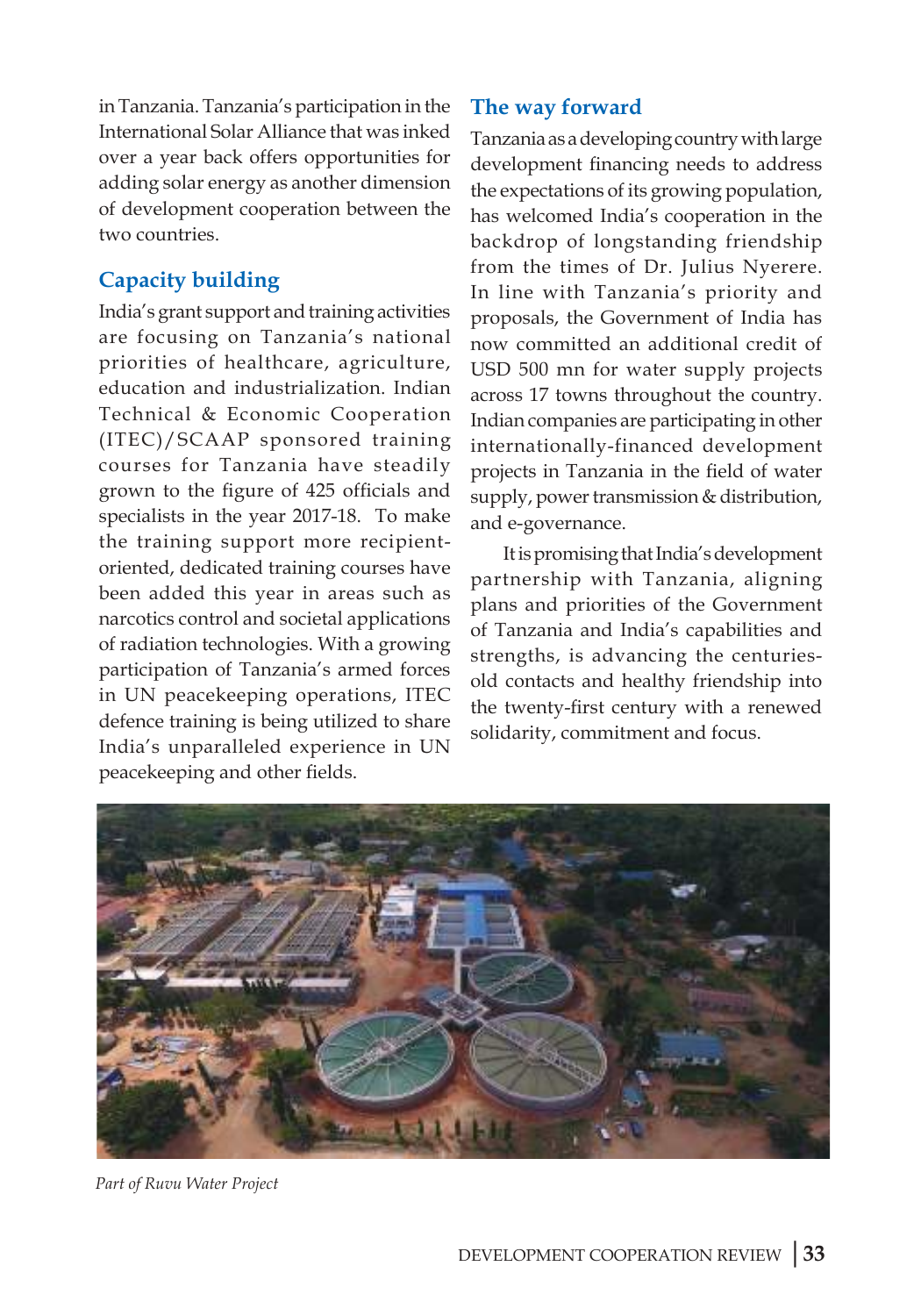in Tanzania. Tanzania's participation in the International Solar Alliance that was inked over a year back offers opportunities for adding solar energy as another dimension of development cooperation between the two countries.

## Capacity building

India's grant support and training activities are focusing on Tanzania's national priorities of healthcare, agriculture, education and industrialization. Indian Technical & Economic Cooperation (ITEC)/SCAAP sponsored training courses for Tanzania have steadily grown to the figure of 425 officials and specialists in the year 2017-18. To make the training support more recipient-oriented, dedicated training courses have been added this year in areas such as narcotics control and societal applications of radiation technologies. With a growing participation of Tanzania's armed forces in UN peacekeeping operations, ITEC defence training is being utilized to share India's unparalleled experience in UN peacekeeping and other fields.

## The way forward

Tanzania as a developing country with large development financing needs to address the expectations of its growing population, has welcomed India's cooperation in the backdrop of longstanding friendship from the times of Dr. Julius Nyerere. In line with Tanzania's priority and proposals, the Government of India has now committed an additional credit of USD 500 mn for water supply projects across 17 towns throughout the country. Indian companies are participating in other internationally-financed development projects in Tanzania in the field of water supply, power transmission & distribution, and e-governance.

It is promising that India's development partnership with Tanzania, aligning plans and priorities of the Government of Tanzania and India's capabilities and strengths, is advancing the centuries-old contacts and healthy friendship into the twenty-first century with a renewed solidarity, commitment and focus.

*Part of Ruvu Water Project*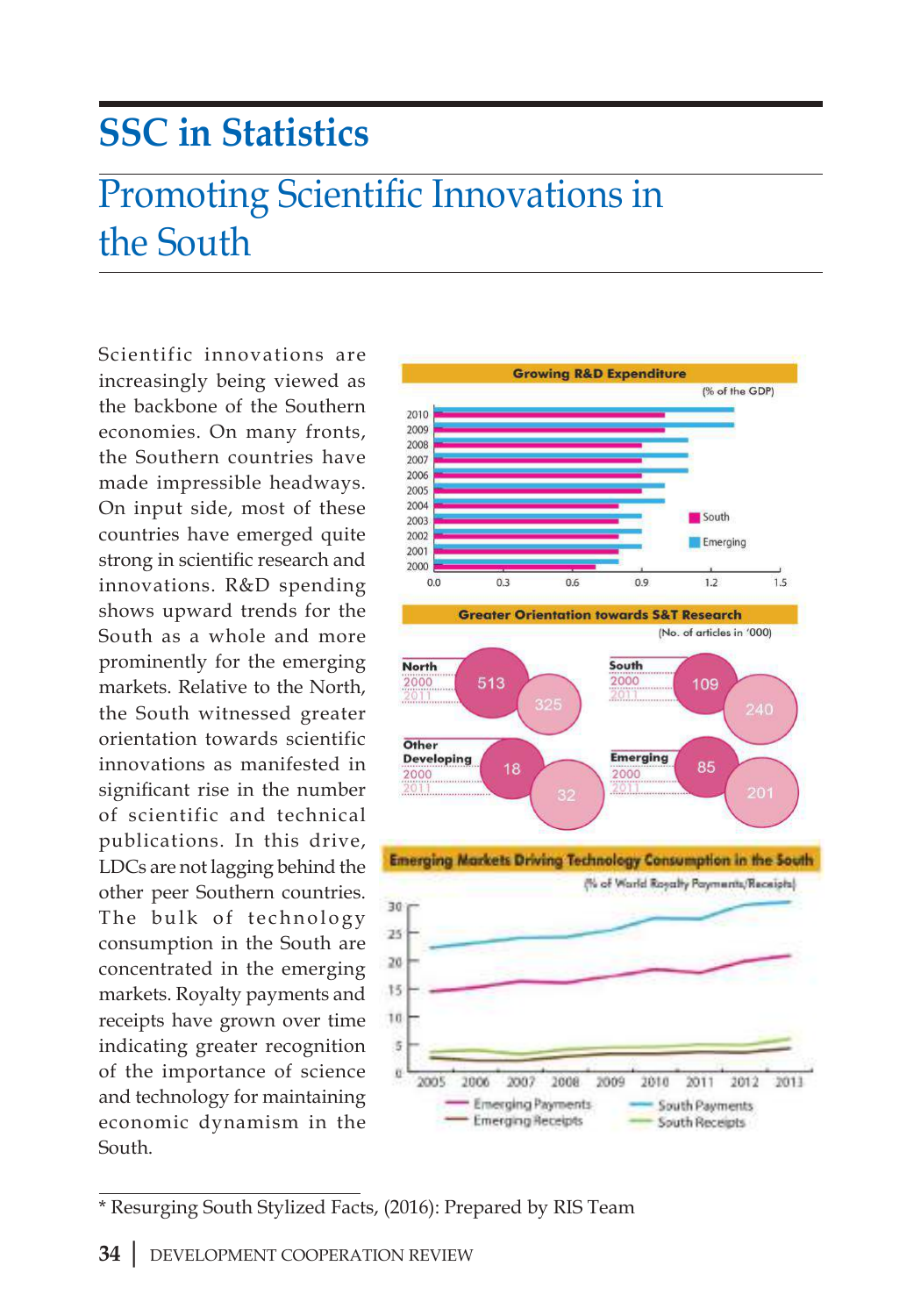# SSC in Statistics

## Promoting Scientific Innovations in the South

Scientific innovations are increasingly being viewed as the backbone of the Southern economies. On many fronts, the Southern countries have made impressible headways. On input side, most of these countries have emerged quite strong in scientific research and innovations. R&D spending shows upward trends for the South as a whole and more prominently for the emerging markets. Relative to the North, the South witnessed greater orientation towards scientific innovations as manifested in significant rise in the number of scientific and technical publications. In this drive, LDCs are not lagging behind the other peer Southern countries. The bulk of technology consumption in the South are concentrated in the emerging markets. Royalty payments and receipts have grown over time indicating greater recognition of the importance of science and technology for maintaining economic dynamism in the South.

**Growing R&D Expenditure**

(% of the GDP)

**Greater Orientation towards S&T Research**

(No. of articles in '000)

| | 2000 | 2011 |
|---|---|---|
| North | 513 | 325 |
| South | 109 | 240 |
| Other Developing | 18 | 32 |
| Emerging | 85 | 201 |

**Emerging Markets Driving Technology Consumption in the South**

(% of World Royalty Payments/Receipts)

\* Resurging South Stylized Facts, (2016): Prepared by RIS Team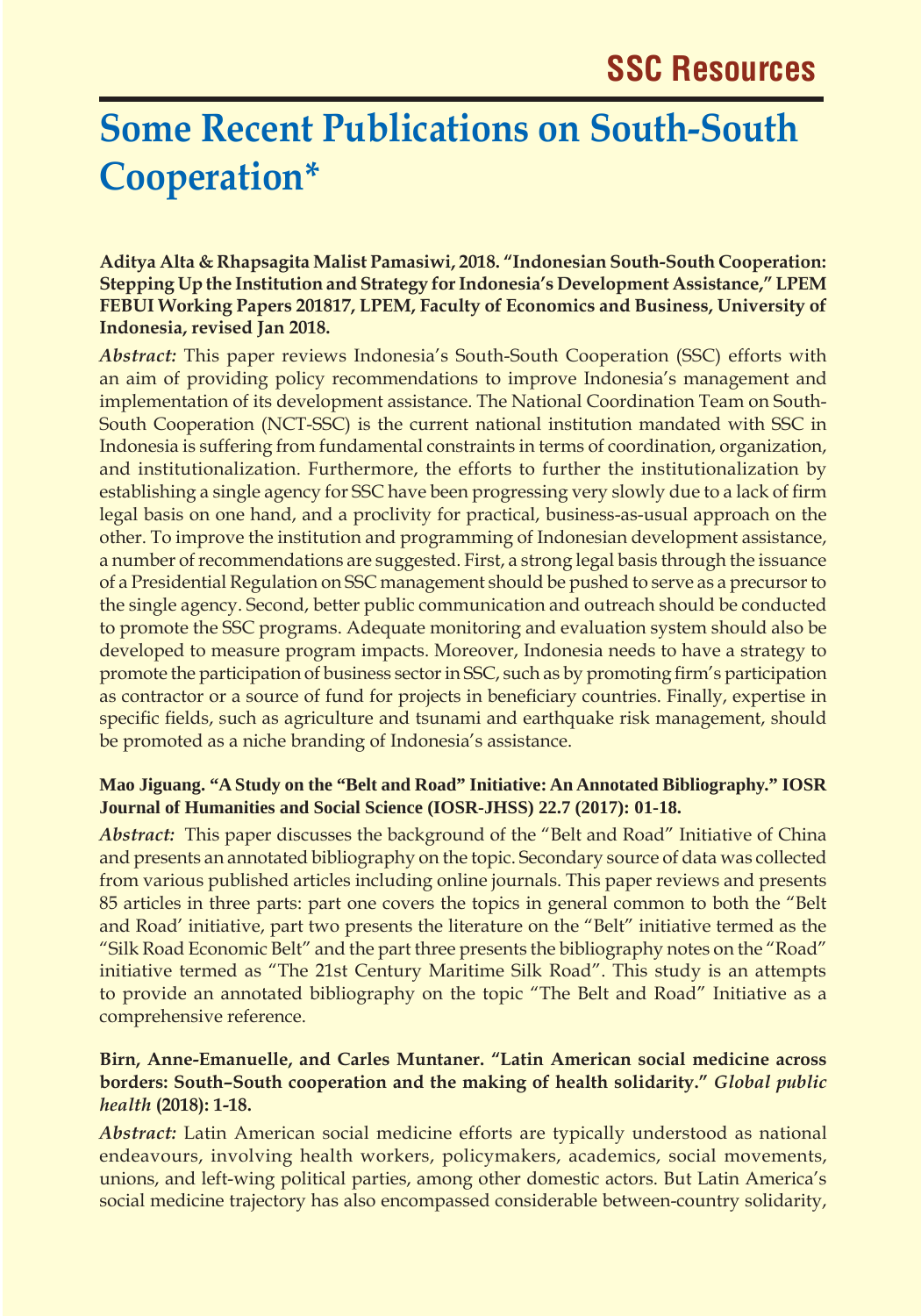# Some Recent Publications on South-South Cooperation*

**Aditya Alta & Rhapsagita Malist Pamasiwi, 2018. "Indonesian South-South Cooperation: Stepping Up the Institution and Strategy for Indonesia's Development Assistance," LPEM FEBUI Working Papers 201817, LPEM, Faculty of Economics and Business, University of Indonesia, revised Jan 2018.**

*Abstract:* This paper reviews Indonesia's South-South Cooperation (SSC) efforts with an aim of providing policy recommendations to improve Indonesia's management and implementation of its development assistance. The National Coordination Team on South-South Cooperation (NCT-SSC) is the current national institution mandated with SSC in Indonesia is suffering from fundamental constraints in terms of coordination, organization, and institutionalization. Furthermore, the efforts to further the institutionalization by establishing a single agency for SSC have been progressing very slowly due to a lack of firm legal basis on one hand, and a proclivity for practical, business-as-usual approach on the other. To improve the institution and programming of Indonesian development assistance, a number of recommendations are suggested. First, a strong legal basis through the issuance of a Presidential Regulation on SSC management should be pushed to serve as a precursor to the single agency. Second, better public communication and outreach should be conducted to promote the SSC programs. Adequate monitoring and evaluation system should also be developed to measure program impacts. Moreover, Indonesia needs to have a strategy to promote the participation of business sector in SSC, such as by promoting firm's participation as contractor or a source of fund for projects in beneficiary countries. Finally, expertise in specific fields, such as agriculture and tsunami and earthquake risk management, should be promoted as a niche branding of Indonesia's assistance.

**Mao Jiguang. "A Study on the "Belt and Road" Initiative: An Annotated Bibliography." IOSR Journal of Humanities and Social Science (IOSR-JHSS) 22.7 (2017): 01-18.**

*Abstract:* This paper discusses the background of the "Belt and Road" Initiative of China and presents an annotated bibliography on the topic. Secondary source of data was collected from various published articles including online journals. This paper reviews and presents 85 articles in three parts: part one covers the topics in general common to both the "Belt and Road' initiative, part two presents the literature on the "Belt" initiative termed as the "Silk Road Economic Belt" and the part three presents the bibliography notes on the "Road" initiative termed as "The 21st Century Maritime Silk Road". This study is an attempts to provide an annotated bibliography on the topic "The Belt and Road" Initiative as a comprehensive reference.

**Birn, Anne-Emanuelle, and Carles Muntaner. "Latin American social medicine across borders: South–South cooperation and the making of health solidarity."** ***Global public health*** **(2018): 1-18.**

*Abstract:* Latin American social medicine efforts are typically understood as national endeavours, involving health workers, policymakers, academics, social movements, unions, and left-wing political parties, among other domestic actors. But Latin America's social medicine trajectory has also encompassed considerable between-country solidarity,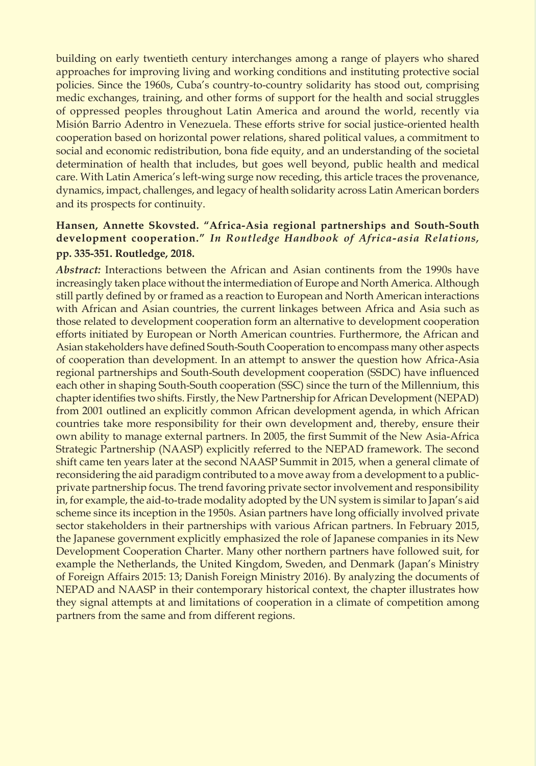building on early twentieth century interchanges among a range of players who shared approaches for improving living and working conditions and instituting protective social policies. Since the 1960s, Cuba's country-to-country solidarity has stood out, comprising medic exchanges, training, and other forms of support for the health and social struggles of oppressed peoples throughout Latin America and around the world, recently via Misión Barrio Adentro in Venezuela. These efforts strive for social justice-oriented health cooperation based on horizontal power relations, shared political values, a commitment to social and economic redistribution, bona fide equity, and an understanding of the societal determination of health that includes, but goes well beyond, public health and medical care. With Latin America's left-wing surge now receding, this article traces the provenance, dynamics, impact, challenges, and legacy of health solidarity across Latin American borders and its prospects for continuity.

**Hansen, Annette Skovsted. "Africa-Asia regional partnerships and South-South development cooperation."** ***In Routledge Handbook of Africa-asia Relations*****, pp. 335-351. Routledge, 2018.**

***Abstract:*** Interactions between the African and Asian continents from the 1990s have increasingly taken place without the intermediation of Europe and North America. Although still partly defined by or framed as a reaction to European and North American interactions with African and Asian countries, the current linkages between Africa and Asia such as those related to development cooperation form an alternative to development cooperation efforts initiated by European or North American countries. Furthermore, the African and Asian stakeholders have defined South-South Cooperation to encompass many other aspects of cooperation than development. In an attempt to answer the question how Africa-Asia regional partnerships and South-South development cooperation (SSDC) have influenced each other in shaping South-South cooperation (SSC) since the turn of the Millennium, this chapter identifies two shifts. Firstly, the New Partnership for African Development (NEPAD) from 2001 outlined an explicitly common African development agenda, in which African countries take more responsibility for their own development and, thereby, ensure their own ability to manage external partners. In 2005, the first Summit of the New Asia-Africa Strategic Partnership (NAASP) explicitly referred to the NEPAD framework. The second shift came ten years later at the second NAASP Summit in 2015, when a general climate of reconsidering the aid paradigm contributed to a move away from a development to a public-private partnership focus. The trend favoring private sector involvement and responsibility in, for example, the aid-to-trade modality adopted by the UN system is similar to Japan's aid scheme since its inception in the 1950s. Asian partners have long officially involved private sector stakeholders in their partnerships with various African partners. In February 2015, the Japanese government explicitly emphasized the role of Japanese companies in its New Development Cooperation Charter. Many other northern partners have followed suit, for example the Netherlands, the United Kingdom, Sweden, and Denmark (Japan's Ministry of Foreign Affairs 2015: 13; Danish Foreign Ministry 2016). By analyzing the documents of NEPAD and NAASP in their contemporary historical context, the chapter illustrates how they signal attempts at and limitations of cooperation in a climate of competition among partners from the same and from different regions.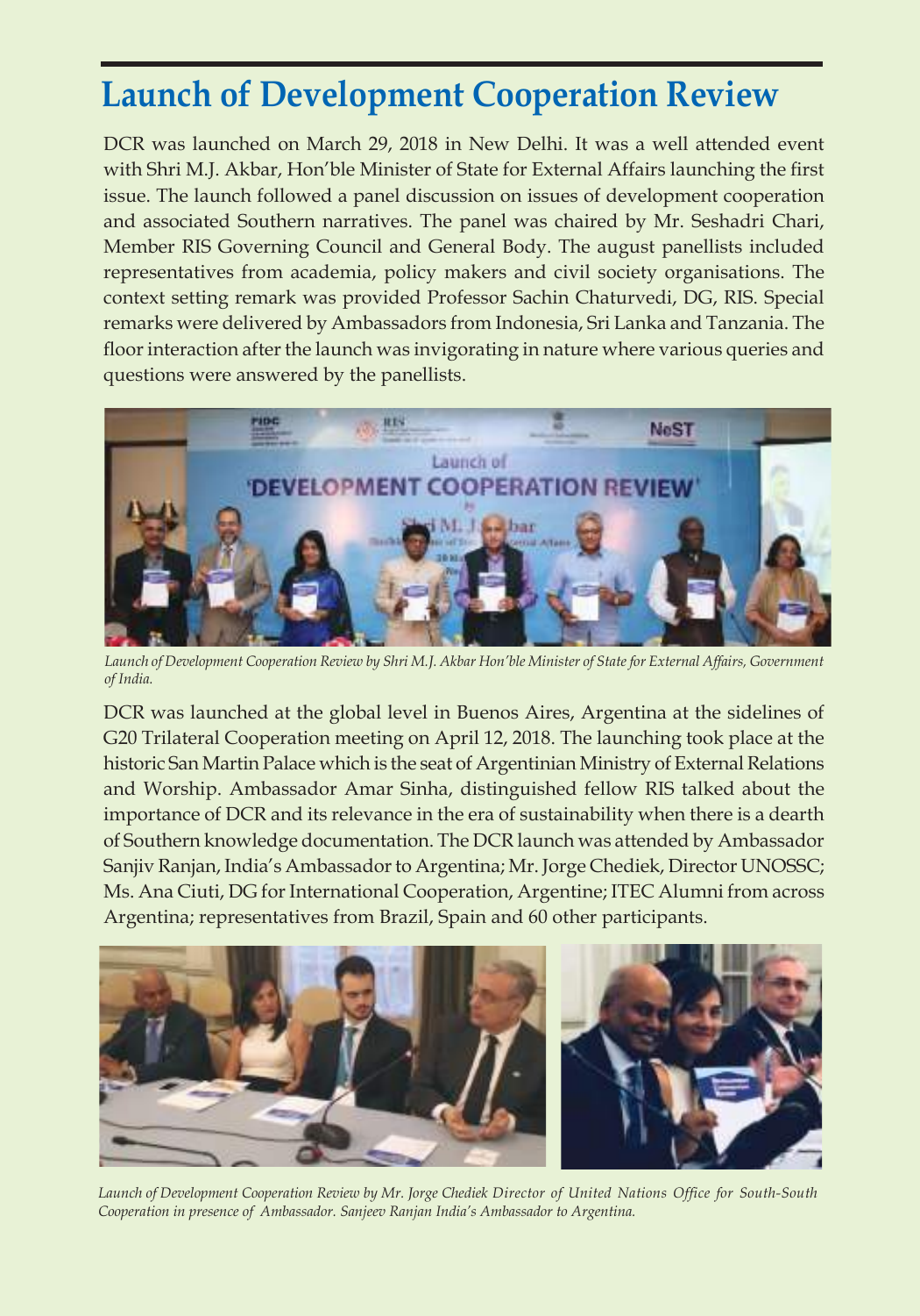# Launch of Development Cooperation Review

DCR was launched on March 29, 2018 in New Delhi. It was a well attended event with Shri M.J. Akbar, Hon'ble Minister of State for External Affairs launching the first issue. The launch followed a panel discussion on issues of development cooperation and associated Southern narratives. The panel was chaired by Mr. Seshadri Chari, Member RIS Governing Council and General Body. The august panellists included representatives from academia, policy makers and civil society organisations. The context setting remark was provided Professor Sachin Chaturvedi, DG, RIS. Special remarks were delivered by Ambassadors from Indonesia, Sri Lanka and Tanzania. The floor interaction after the launch was invigorating in nature where various queries and questions were answered by the panellists.

*Launch of Development Cooperation Review by Shri M.J. Akbar Hon'ble Minister of State for External Affairs, Government of India.*

DCR was launched at the global level in Buenos Aires, Argentina at the sidelines of G20 Trilateral Cooperation meeting on April 12, 2018. The launching took place at the historic San Martin Palace which is the seat of Argentinian Ministry of External Relations and Worship. Ambassador Amar Sinha, distinguished fellow RIS talked about the importance of DCR and its relevance in the era of sustainability when there is a dearth of Southern knowledge documentation. The DCR launch was attended by Ambassador Sanjiv Ranjan, India's Ambassador to Argentina; Mr. Jorge Chediek, Director UNOSSC; Ms. Ana Ciuti, DG for International Cooperation, Argentine; ITEC Alumni from across Argentina; representatives from Brazil, Spain and 60 other participants.

*Launch of Development Cooperation Review by Mr. Jorge Chediek Director of United Nations Office for South-South Cooperation in presence of Ambassador. Sanjeev Ranjan India's Ambassador to Argentina.*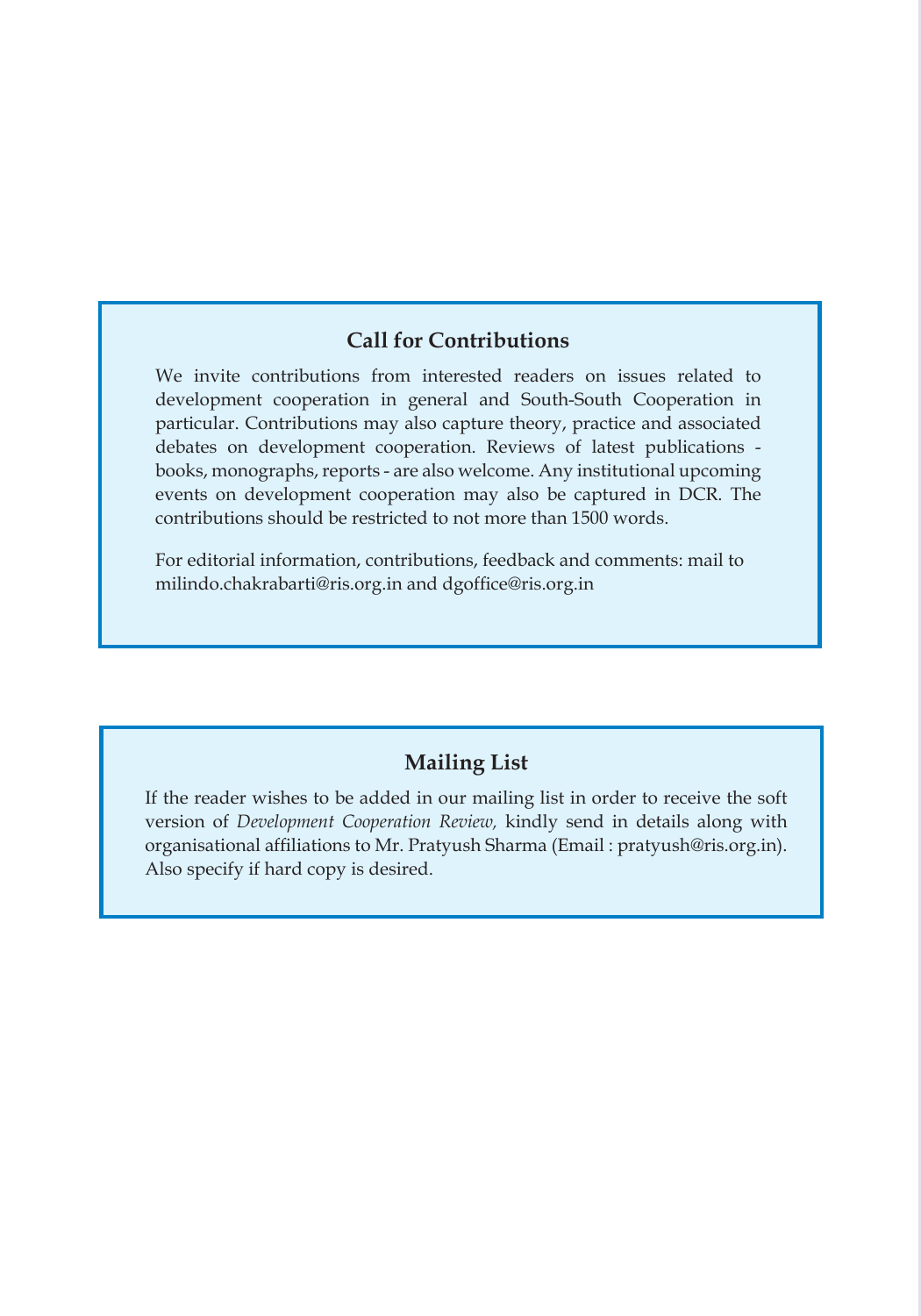## Call for Contributions

We invite contributions from interested readers on issues related to development cooperation in general and South-South Cooperation in particular. Contributions may also capture theory, practice and associated debates on development cooperation. Reviews of latest publications - books, monographs, reports - are also welcome. Any institutional upcoming events on development cooperation may also be captured in DCR. The contributions should be restricted to not more than 1500 words.

For editorial information, contributions, feedback and comments: mail to milindo.chakrabarti@ris.org.in and dgoffice@ris.org.in

## Mailing List

If the reader wishes to be added in our mailing list in order to receive the soft version of *Development Cooperation Review,* kindly send in details along with organisational affiliations to Mr. Pratyush Sharma (Email : pratyush@ris.org.in). Also specify if hard copy is desired.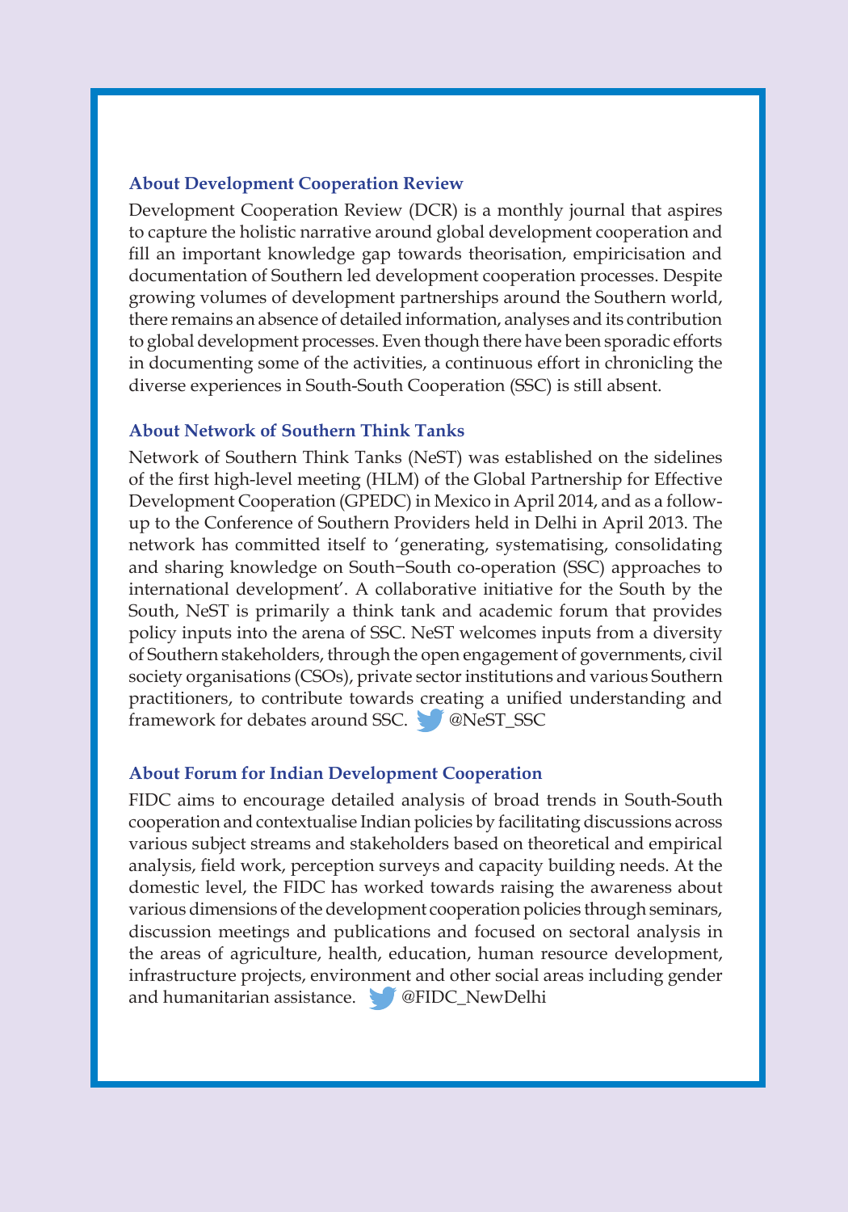### About Development Cooperation Review

Development Cooperation Review (DCR) is a monthly journal that aspires to capture the holistic narrative around global development cooperation and fill an important knowledge gap towards theorisation, empiricisation and documentation of Southern led development cooperation processes. Despite growing volumes of development partnerships around the Southern world, there remains an absence of detailed information, analyses and its contribution to global development processes. Even though there have been sporadic efforts in documenting some of the activities, a continuous effort in chronicling the diverse experiences in South-South Cooperation (SSC) is still absent.

### About Network of Southern Think Tanks

Network of Southern Think Tanks (NeST) was established on the sidelines of the first high-level meeting (HLM) of the Global Partnership for Effective Development Cooperation (GPEDC) in Mexico in April 2014, and as a follow-up to the Conference of Southern Providers held in Delhi in April 2013. The network has committed itself to 'generating, systematising, consolidating and sharing knowledge on South−South co-operation (SSC) approaches to international development'. A collaborative initiative for the South by the South, NeST is primarily a think tank and academic forum that provides policy inputs into the arena of SSC. NeST welcomes inputs from a diversity of Southern stakeholders, through the open engagement of governments, civil society organisations (CSOs), private sector institutions and various Southern practitioners, to contribute towards creating a unified understanding and framework for debates around SSC. @NeST_SSC

### About Forum for Indian Development Cooperation

FIDC aims to encourage detailed analysis of broad trends in South-South cooperation and contextualise Indian policies by facilitating discussions across various subject streams and stakeholders based on theoretical and empirical analysis, field work, perception surveys and capacity building needs. At the domestic level, the FIDC has worked towards raising the awareness about various dimensions of the development cooperation policies through seminars, discussion meetings and publications and focused on sectoral analysis in the areas of agriculture, health, education, human resource development, infrastructure projects, environment and other social areas including gender and humanitarian assistance. @FIDC_NewDelhi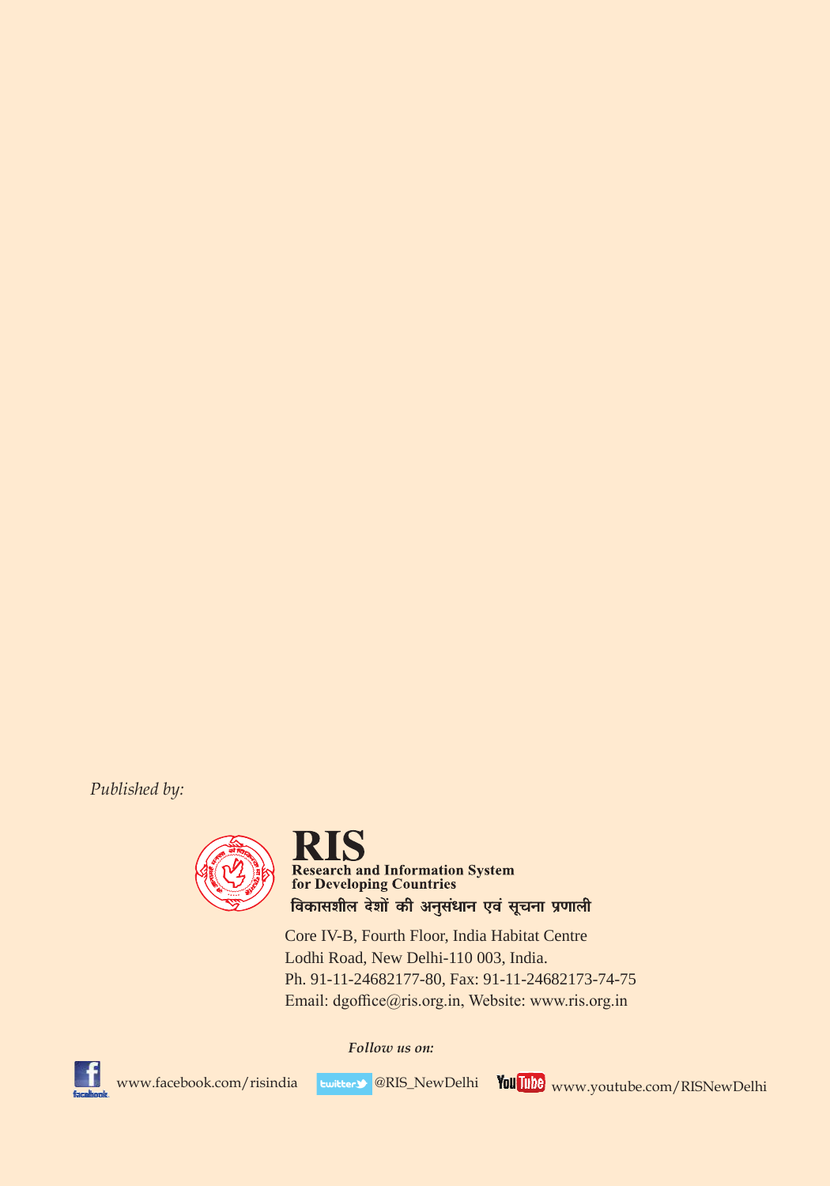*Published by:*

**RIS**
**Research and Information System for Developing Countries**
**विकासशील देशों की अनुसंधान एवं सूचना प्रणाली**

Core IV-B, Fourth Floor, India Habitat Centre
Lodhi Road, New Delhi-110 003, India.
Ph. 91-11-24682177-80, Fax: 91-11-24682173-74-75
Email: dgoffice@ris.org.in, Website: www.ris.org.in

***Follow us on:***

www.facebook.com/risindia @RIS_NewDelhi www.youtube.com/RISNewDelhi